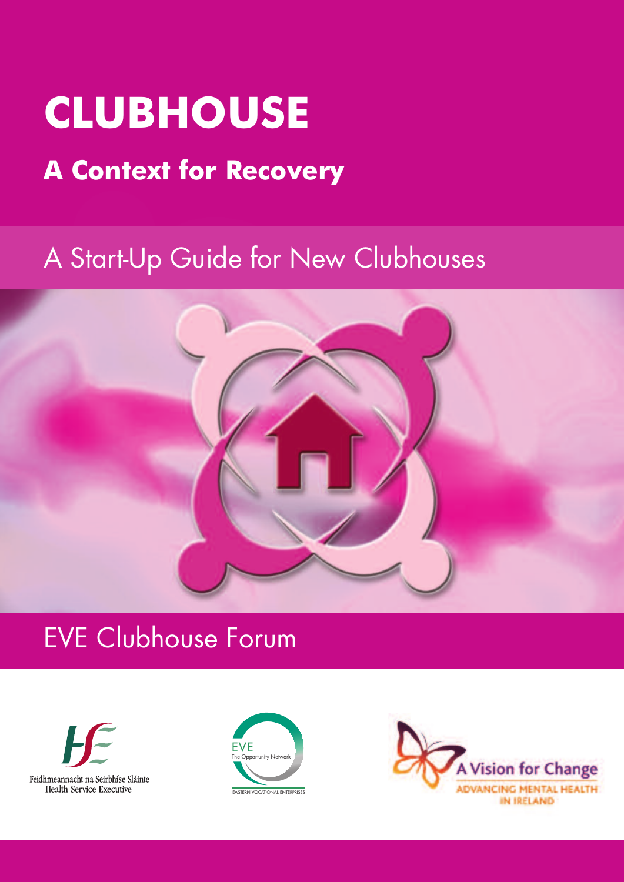# CLUBHOUSE

## A Context for Recovery

A Start-Up Guide for New Clubhouses

EVE Clubhouse Forum

Feidhmeannacht na Seirbhíse Sláinte
Health Service Executive

EVE The Opportunity Network
EASTERN VOCATIONAL ENTERPRISES

A Vision for Change
ADVANCING MENTAL HEALTH IN IRELAND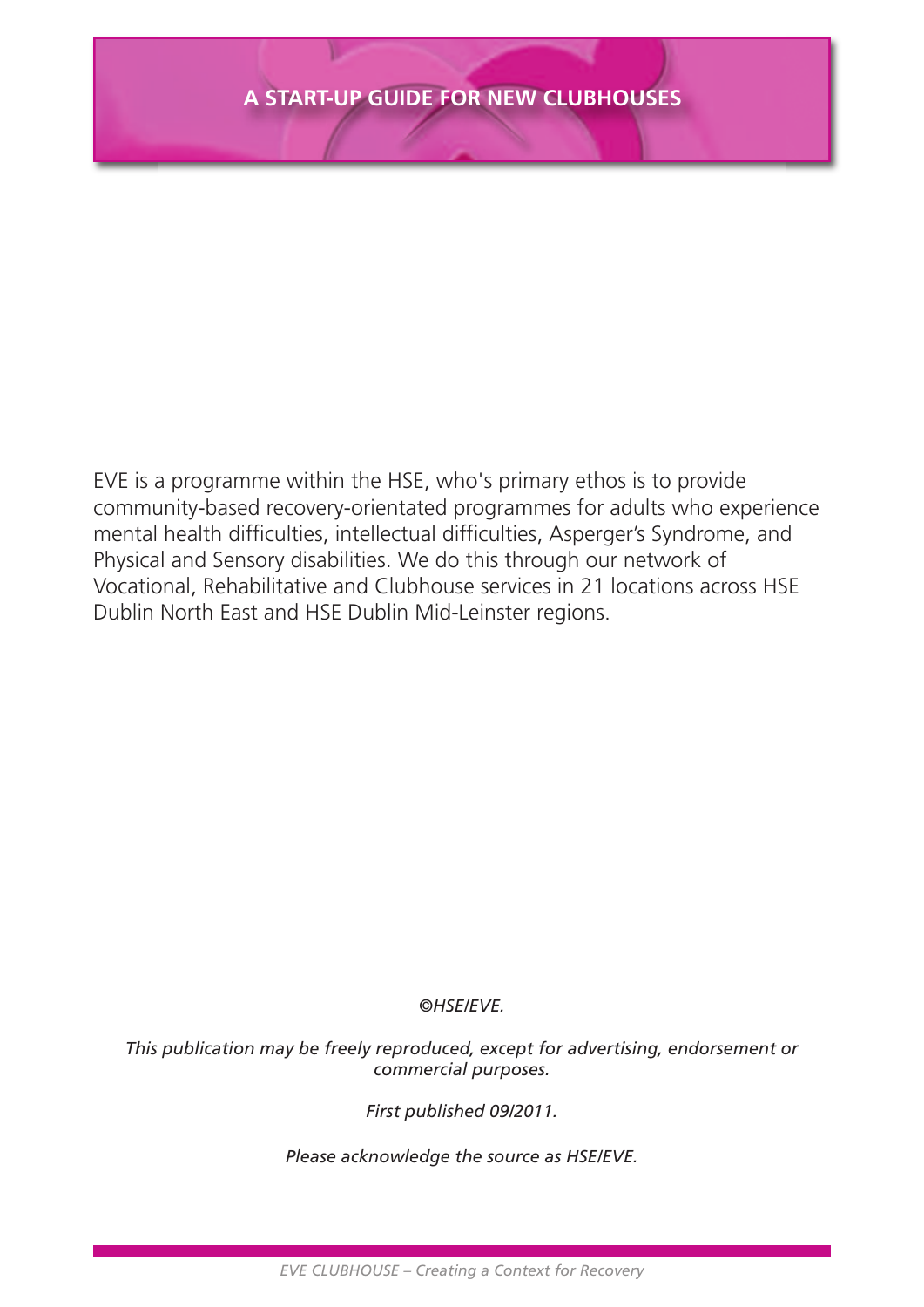EVE is a programme within the HSE, who's primary ethos is to provide community-based recovery-orientated programmes for adults who experience mental health difficulties, intellectual difficulties, Asperger's Syndrome, and Physical and Sensory disabilities. We do this through our network of Vocational, Rehabilitative and Clubhouse services in 21 locations across HSE Dublin North East and HSE Dublin Mid-Leinster regions.

*©HSE/EVE.*

*This publication may be freely reproduced, except for advertising, endorsement or commercial purposes.*

*First published 09/2011.*

*Please acknowledge the source as HSE/EVE.*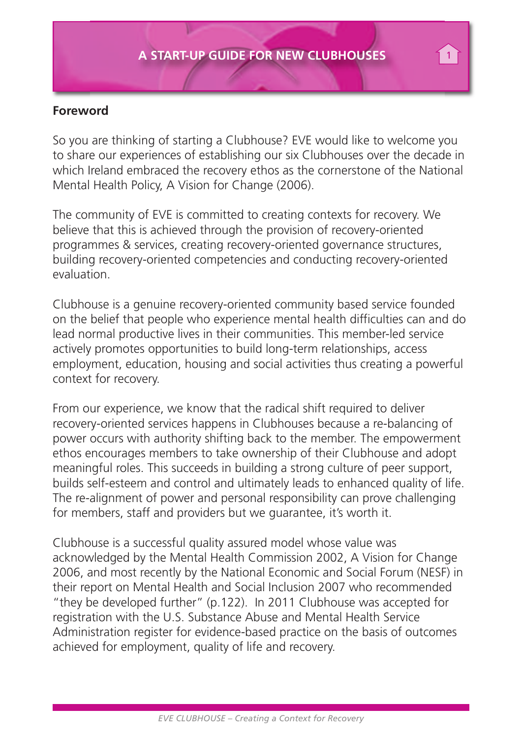## Foreword

So you are thinking of starting a Clubhouse? EVE would like to welcome you to share our experiences of establishing our six Clubhouses over the decade in which Ireland embraced the recovery ethos as the cornerstone of the National Mental Health Policy, A Vision for Change (2006).

The community of EVE is committed to creating contexts for recovery. We believe that this is achieved through the provision of recovery-oriented programmes & services, creating recovery-oriented governance structures, building recovery-oriented competencies and conducting recovery-oriented evaluation.

Clubhouse is a genuine recovery-oriented community based service founded on the belief that people who experience mental health difficulties can and do lead normal productive lives in their communities. This member-led service actively promotes opportunities to build long-term relationships, access employment, education, housing and social activities thus creating a powerful context for recovery.

From our experience, we know that the radical shift required to deliver recovery-oriented services happens in Clubhouses because a re-balancing of power occurs with authority shifting back to the member. The empowerment ethos encourages members to take ownership of their Clubhouse and adopt meaningful roles. This succeeds in building a strong culture of peer support, builds self-esteem and control and ultimately leads to enhanced quality of life. The re-alignment of power and personal responsibility can prove challenging for members, staff and providers but we guarantee, it's worth it.

Clubhouse is a successful quality assured model whose value was acknowledged by the Mental Health Commission 2002, A Vision for Change 2006, and most recently by the National Economic and Social Forum (NESF) in their report on Mental Health and Social Inclusion 2007 who recommended "they be developed further" (p.122). In 2011 Clubhouse was accepted for registration with the U.S. Substance Abuse and Mental Health Service Administration register for evidence-based practice on the basis of outcomes achieved for employment, quality of life and recovery.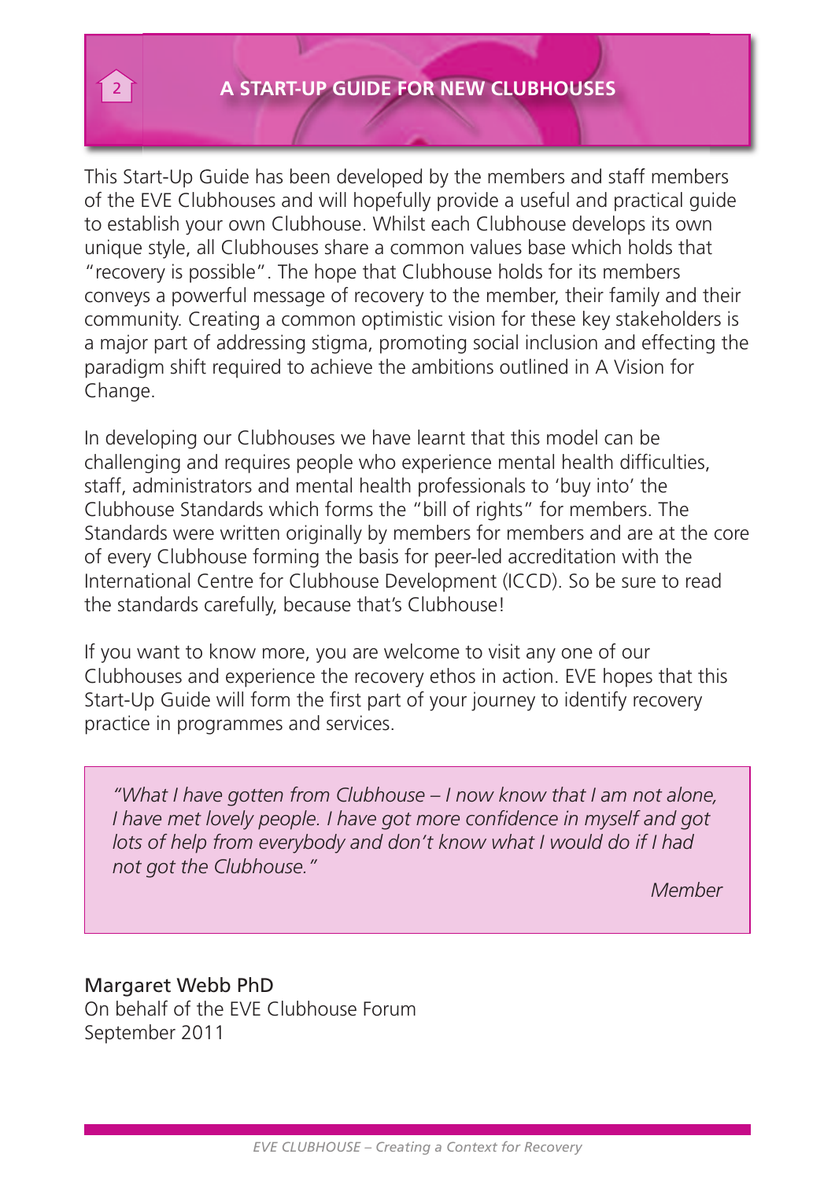This Start-Up Guide has been developed by the members and staff members of the EVE Clubhouses and will hopefully provide a useful and practical guide to establish your own Clubhouse. Whilst each Clubhouse develops its own unique style, all Clubhouses share a common values base which holds that "recovery is possible". The hope that Clubhouse holds for its members conveys a powerful message of recovery to the member, their family and their community. Creating a common optimistic vision for these key stakeholders is a major part of addressing stigma, promoting social inclusion and effecting the paradigm shift required to achieve the ambitions outlined in A Vision for Change.

In developing our Clubhouses we have learnt that this model can be challenging and requires people who experience mental health difficulties, staff, administrators and mental health professionals to 'buy into' the Clubhouse Standards which forms the "bill of rights" for members. The Standards were written originally by members for members and are at the core of every Clubhouse forming the basis for peer-led accreditation with the International Centre for Clubhouse Development (ICCD). So be sure to read the standards carefully, because that's Clubhouse!

If you want to know more, you are welcome to visit any one of our Clubhouses and experience the recovery ethos in action. EVE hopes that this Start-Up Guide will form the first part of your journey to identify recovery practice in programmes and services.

> *"What I have gotten from Clubhouse – I now know that I am not alone, I have met lovely people. I have got more confidence in myself and got lots of help from everybody and don't know what I would do if I had not got the Clubhouse."*
>
> *Member*

Margaret Webb PhD
On behalf of the EVE Clubhouse Forum
September 2011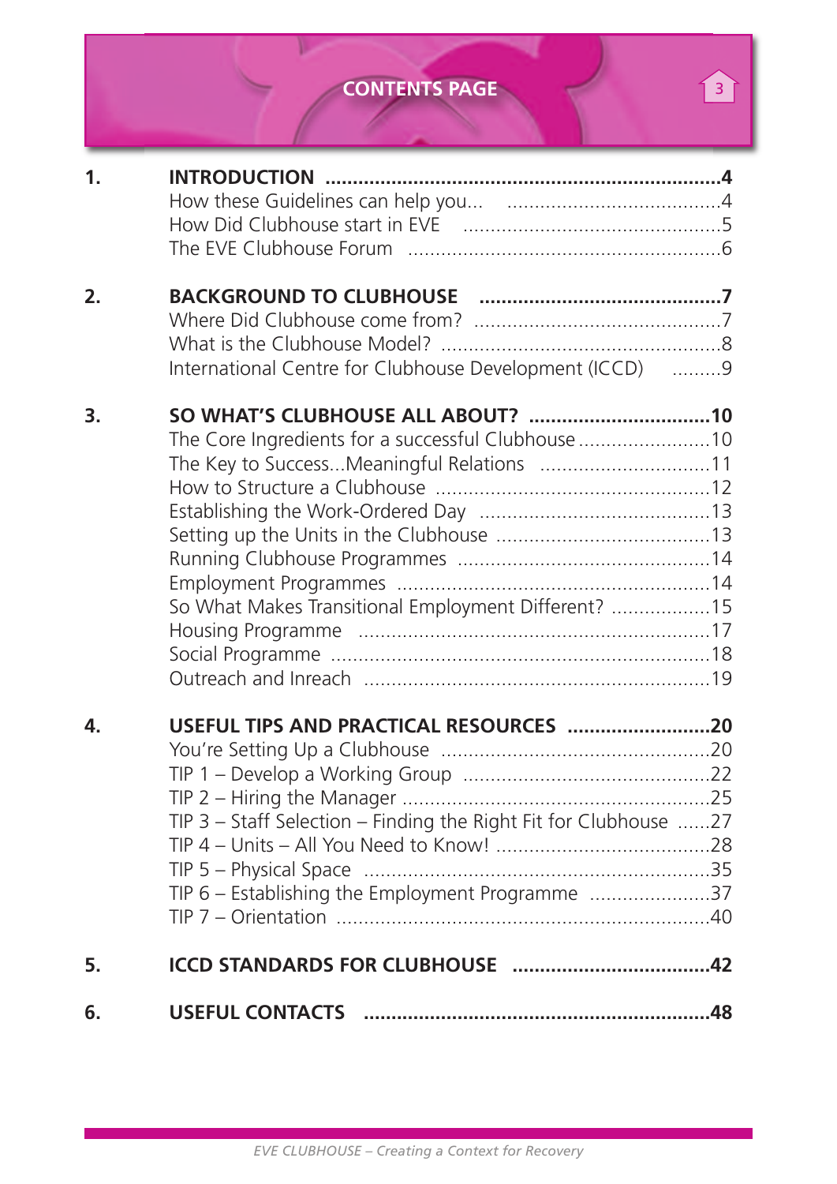# CONTENTS PAGE

**1. INTRODUCTION** ......................................................................**4**
- How these Guidelines can help you... ......................................4
- How Did Clubhouse start in EVE ..............................................5
- The EVE Clubhouse Forum ........................................................6

**2. BACKGROUND TO CLUBHOUSE** ..........................................**7**
- Where Did Clubhouse come from? ............................................7
- What is the Clubhouse Model? ..................................................8
- International Centre for Clubhouse Development (ICCD) .........9

**3. SO WHAT'S CLUBHOUSE ALL ABOUT?** ................................**10**
- The Core Ingredients for a successful Clubhouse ........................10
- The Key to Success...Meaningful Relations ...............................11
- How to Structure a Clubhouse ..................................................12
- Establishing the Work-Ordered Day .........................................13
- Setting up the Units in the Clubhouse ......................................13
- Running Clubhouse Programmes .............................................14
- Employment Programmes ........................................................14
- So What Makes Transitional Employment Different? ..................15
- Housing Programme ................................................................17
- Social Programme ....................................................................18
- Outreach and Inreach .............................................................19

**4. USEFUL TIPS AND PRACTICAL RESOURCES** .........................**20**
- You're Setting Up a Clubhouse ................................................20
- TIP 1 – Develop a Working Group ............................................22
- TIP 2 – Hiring the Manager ......................................................25
- TIP 3 – Staff Selection – Finding the Right Fit for Clubhouse ......27
- TIP 4 – Units – All You Need to Know! ......................................28
- TIP 5 – Physical Space .............................................................35
- TIP 6 – Establishing the Employment Programme ......................37
- TIP 7 – Orientation ..................................................................40

**5. ICCD STANDARDS FOR CLUBHOUSE** ...................................**42**

**6. USEFUL CONTACTS** .............................................................**48**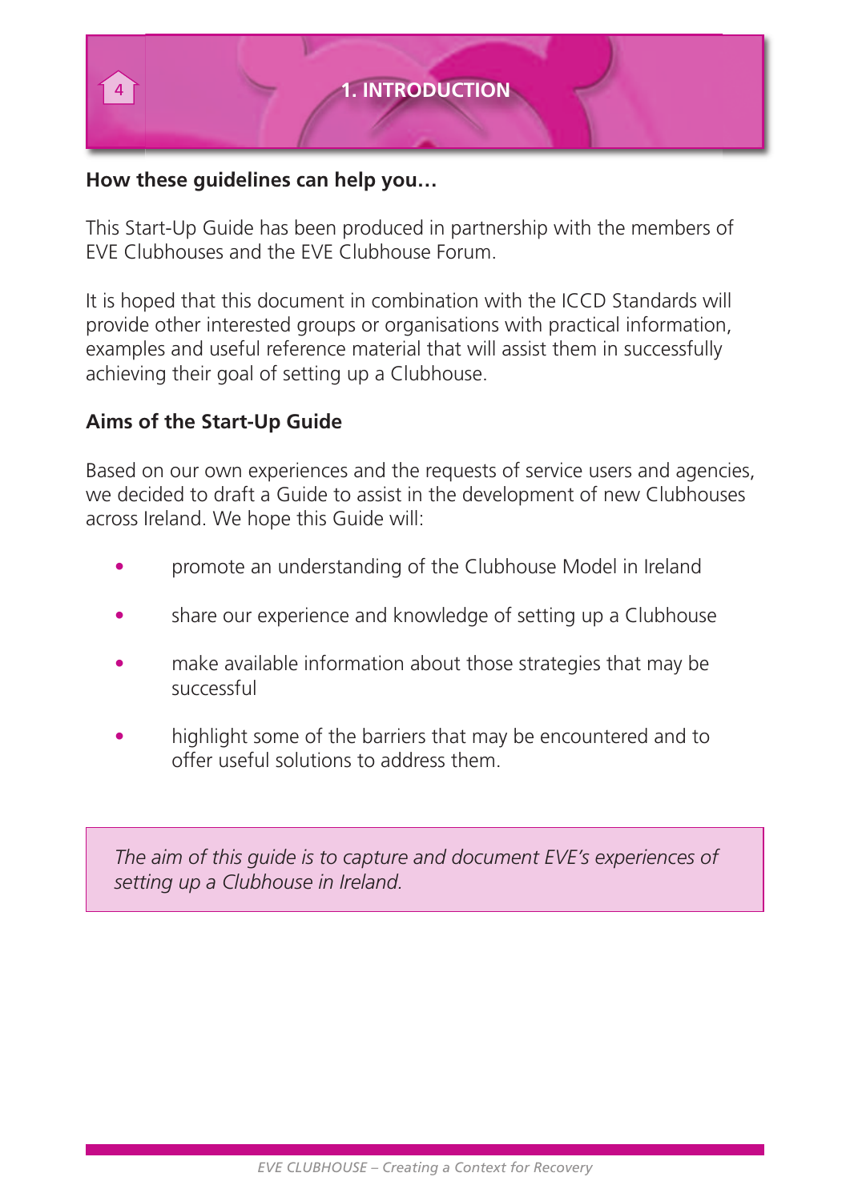# 1. INTRODUCTION

**How these guidelines can help you…**

This Start-Up Guide has been produced in partnership with the members of EVE Clubhouses and the EVE Clubhouse Forum.

It is hoped that this document in combination with the ICCD Standards will provide other interested groups or organisations with practical information, examples and useful reference material that will assist them in successfully achieving their goal of setting up a Clubhouse.

**Aims of the Start-Up Guide**

Based on our own experiences and the requests of service users and agencies, we decided to draft a Guide to assist in the development of new Clubhouses across Ireland. We hope this Guide will:

- promote an understanding of the Clubhouse Model in Ireland
- share our experience and knowledge of setting up a Clubhouse
- make available information about those strategies that may be successful
- highlight some of the barriers that may be encountered and to offer useful solutions to address them.

*The aim of this guide is to capture and document EVE's experiences of setting up a Clubhouse in Ireland.*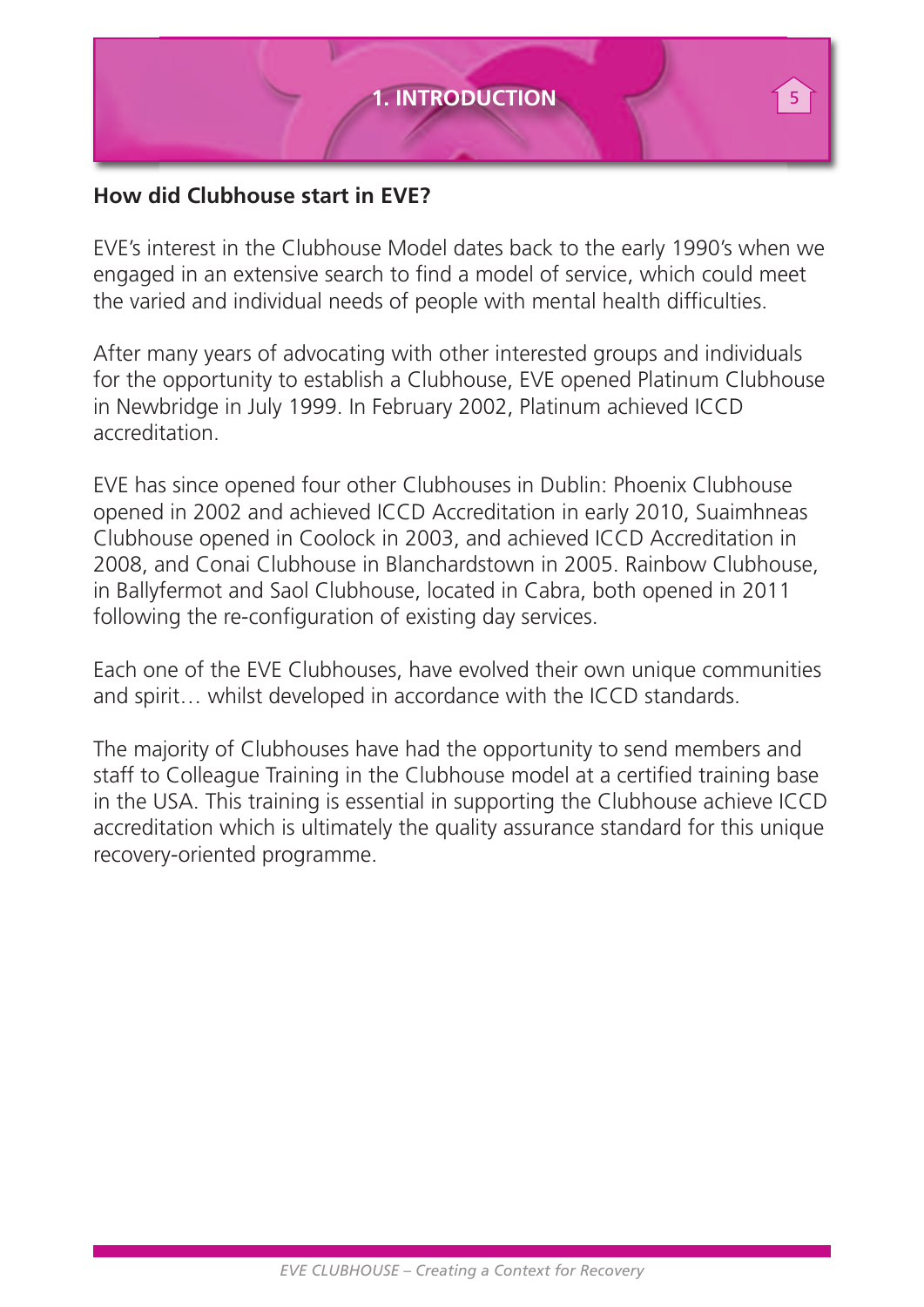# 1. INTRODUCTION

**How did Clubhouse start in EVE?**

EVE's interest in the Clubhouse Model dates back to the early 1990's when we engaged in an extensive search to find a model of service, which could meet the varied and individual needs of people with mental health difficulties.

After many years of advocating with other interested groups and individuals for the opportunity to establish a Clubhouse, EVE opened Platinum Clubhouse in Newbridge in July 1999. In February 2002, Platinum achieved ICCD accreditation.

EVE has since opened four other Clubhouses in Dublin: Phoenix Clubhouse opened in 2002 and achieved ICCD Accreditation in early 2010, Suaimhneas Clubhouse opened in Coolock in 2003, and achieved ICCD Accreditation in 2008, and Conai Clubhouse in Blanchardstown in 2005. Rainbow Clubhouse, in Ballyfermot and Saol Clubhouse, located in Cabra, both opened in 2011 following the re-configuration of existing day services.

Each one of the EVE Clubhouses, have evolved their own unique communities and spirit… whilst developed in accordance with the ICCD standards.

The majority of Clubhouses have had the opportunity to send members and staff to Colleague Training in the Clubhouse model at a certified training base in the USA. This training is essential in supporting the Clubhouse achieve ICCD accreditation which is ultimately the quality assurance standard for this unique recovery-oriented programme.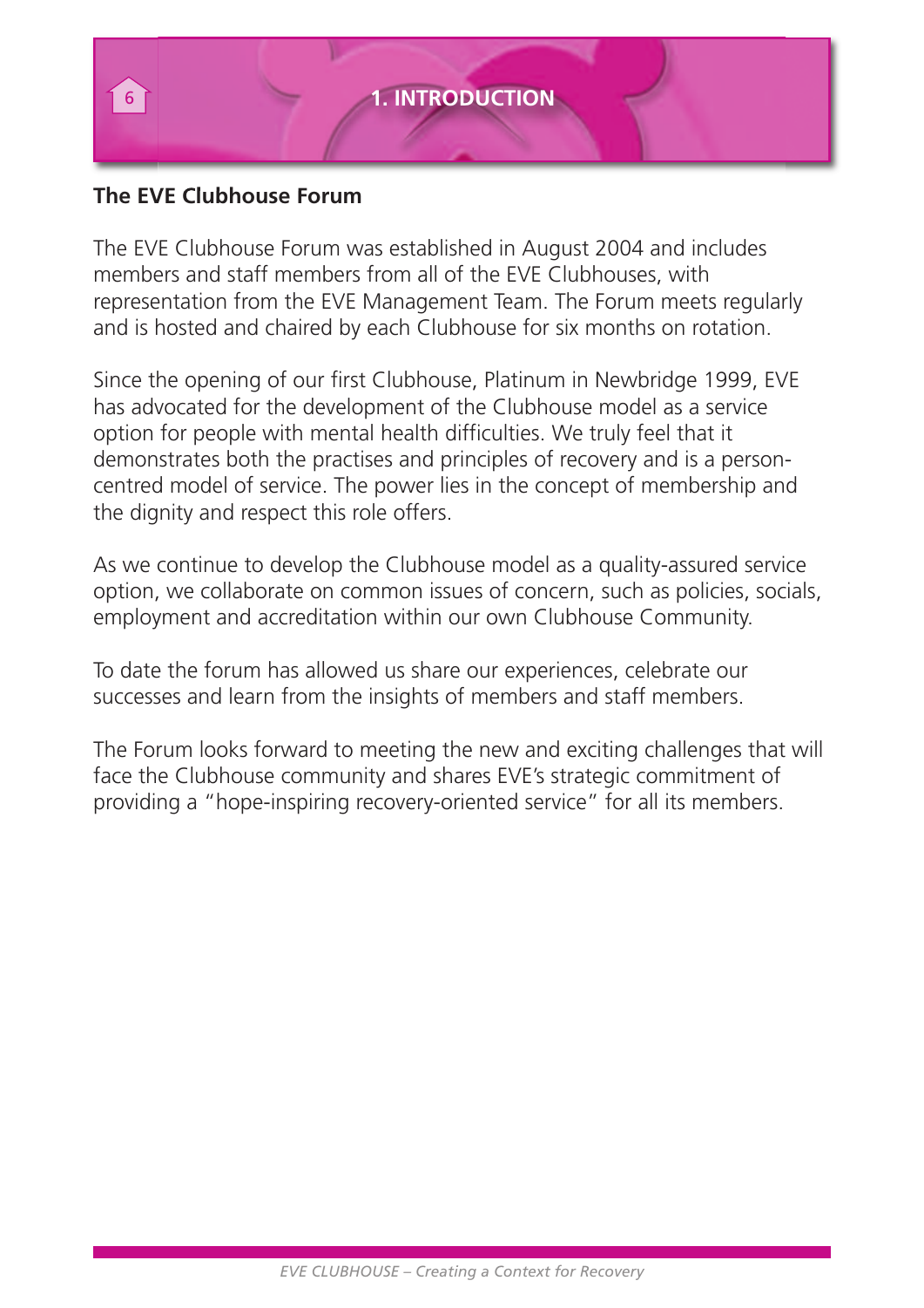# 1. INTRODUCTION

## The EVE Clubhouse Forum

The EVE Clubhouse Forum was established in August 2004 and includes members and staff members from all of the EVE Clubhouses, with representation from the EVE Management Team. The Forum meets regularly and is hosted and chaired by each Clubhouse for six months on rotation.

Since the opening of our first Clubhouse, Platinum in Newbridge 1999, EVE has advocated for the development of the Clubhouse model as a service option for people with mental health difficulties. We truly feel that it demonstrates both the practises and principles of recovery and is a person-centred model of service. The power lies in the concept of membership and the dignity and respect this role offers.

As we continue to develop the Clubhouse model as a quality-assured service option, we collaborate on common issues of concern, such as policies, socials, employment and accreditation within our own Clubhouse Community.

To date the forum has allowed us share our experiences, celebrate our successes and learn from the insights of members and staff members.

The Forum looks forward to meeting the new and exciting challenges that will face the Clubhouse community and shares EVE's strategic commitment of providing a "hope-inspiring recovery-oriented service" for all its members.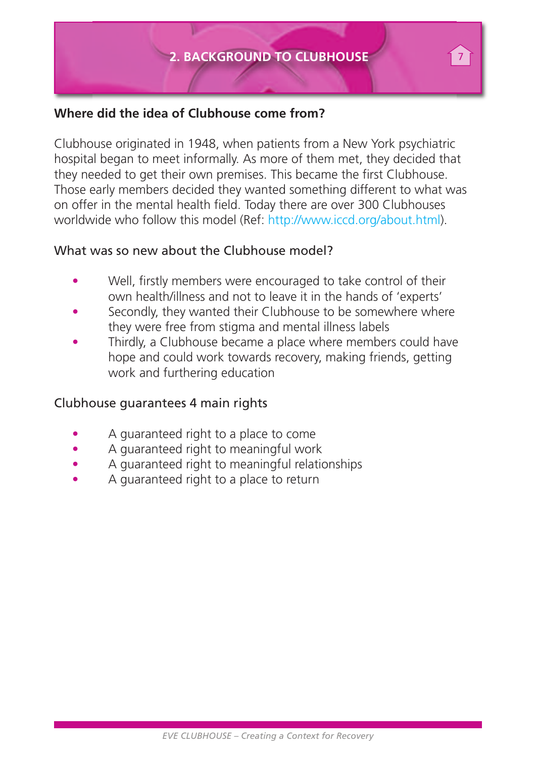## 2. BACKGROUND TO CLUBHOUSE

**Where did the idea of Clubhouse come from?**

Clubhouse originated in 1948, when patients from a New York psychiatric hospital began to meet informally. As more of them met, they decided that they needed to get their own premises. This became the first Clubhouse. Those early members decided they wanted something different to what was on offer in the mental health field. Today there are over 300 Clubhouses worldwide who follow this model (Ref: http://www.iccd.org/about.html).

What was so new about the Clubhouse model?

- Well, firstly members were encouraged to take control of their own health/illness and not to leave it in the hands of 'experts'
- Secondly, they wanted their Clubhouse to be somewhere where they were free from stigma and mental illness labels
- Thirdly, a Clubhouse became a place where members could have hope and could work towards recovery, making friends, getting work and furthering education

Clubhouse guarantees 4 main rights

- A guaranteed right to a place to come
- A guaranteed right to meaningful work
- A guaranteed right to meaningful relationships
- A guaranteed right to a place to return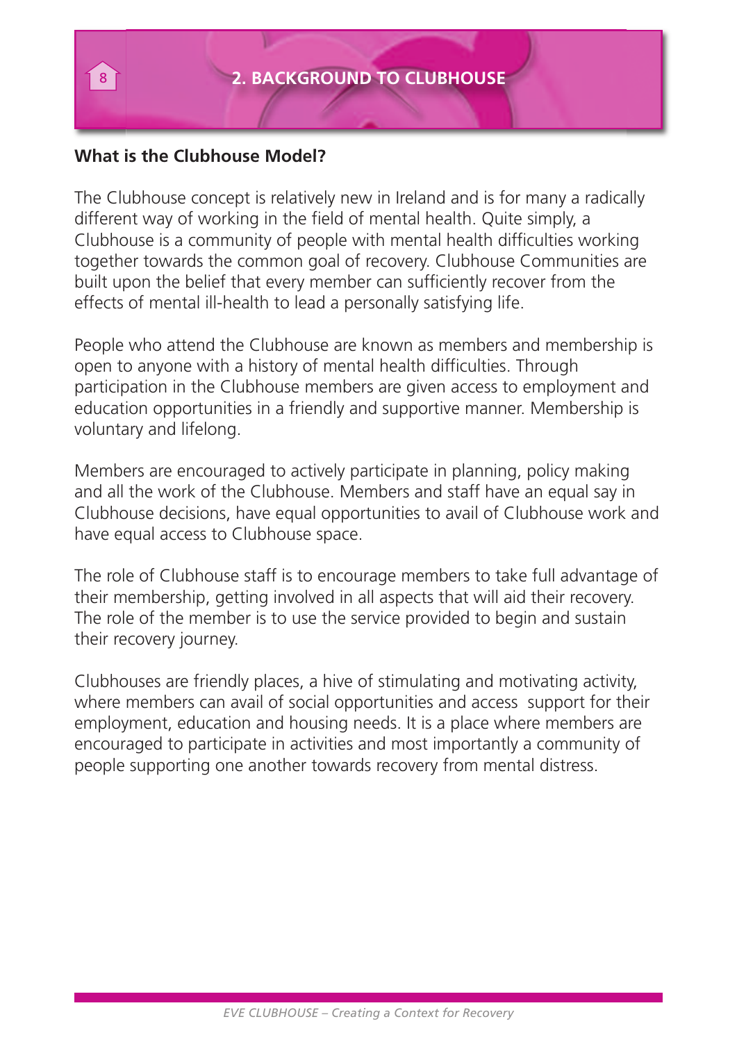# 2. BACKGROUND TO CLUBHOUSE

**What is the Clubhouse Model?**

The Clubhouse concept is relatively new in Ireland and is for many a radically different way of working in the field of mental health. Quite simply, a Clubhouse is a community of people with mental health difficulties working together towards the common goal of recovery. Clubhouse Communities are built upon the belief that every member can sufficiently recover from the effects of mental ill-health to lead a personally satisfying life.

People who attend the Clubhouse are known as members and membership is open to anyone with a history of mental health difficulties. Through participation in the Clubhouse members are given access to employment and education opportunities in a friendly and supportive manner. Membership is voluntary and lifelong.

Members are encouraged to actively participate in planning, policy making and all the work of the Clubhouse. Members and staff have an equal say in Clubhouse decisions, have equal opportunities to avail of Clubhouse work and have equal access to Clubhouse space.

The role of Clubhouse staff is to encourage members to take full advantage of their membership, getting involved in all aspects that will aid their recovery. The role of the member is to use the service provided to begin and sustain their recovery journey.

Clubhouses are friendly places, a hive of stimulating and motivating activity, where members can avail of social opportunities and access support for their employment, education and housing needs. It is a place where members are encouraged to participate in activities and most importantly a community of people supporting one another towards recovery from mental distress.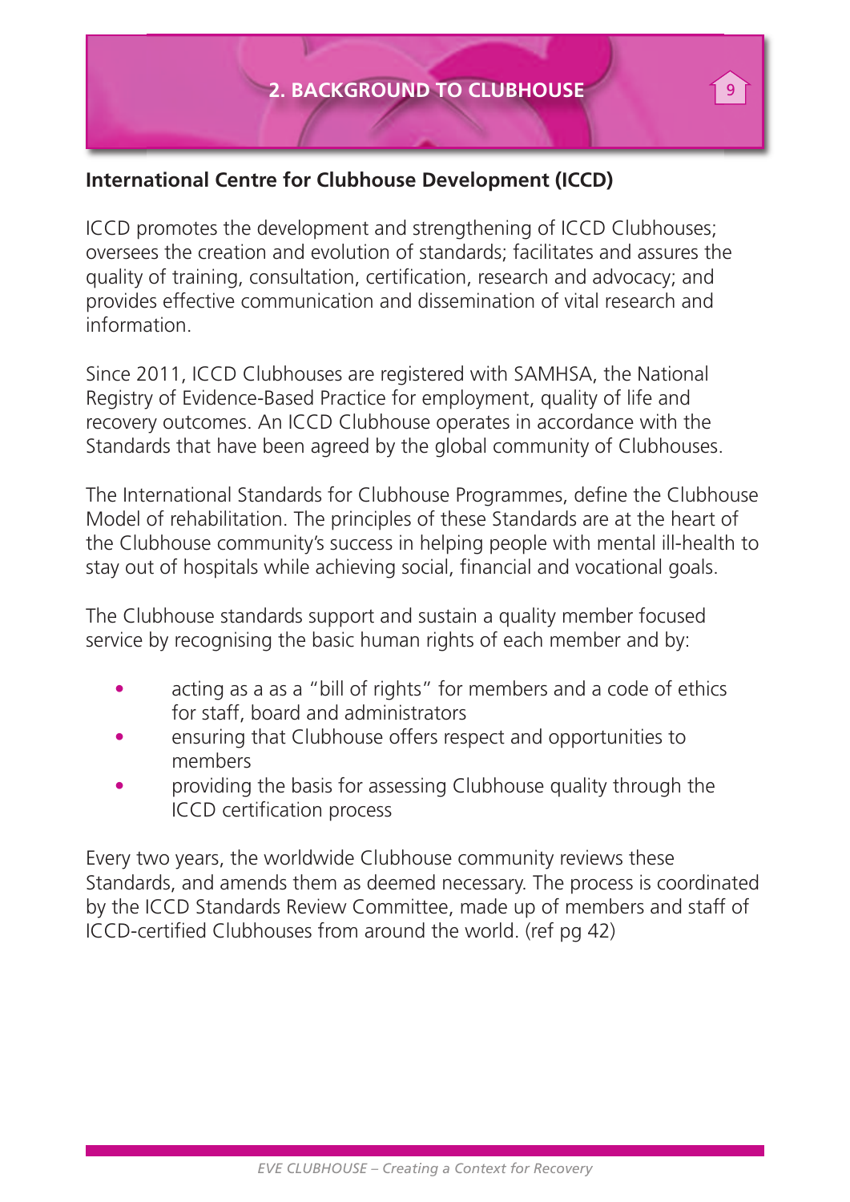## International Centre for Clubhouse Development (ICCD)

ICCD promotes the development and strengthening of ICCD Clubhouses; oversees the creation and evolution of standards; facilitates and assures the quality of training, consultation, certification, research and advocacy; and provides effective communication and dissemination of vital research and information.

Since 2011, ICCD Clubhouses are registered with SAMHSA, the National Registry of Evidence-Based Practice for employment, quality of life and recovery outcomes. An ICCD Clubhouse operates in accordance with the Standards that have been agreed by the global community of Clubhouses.

The International Standards for Clubhouse Programmes, define the Clubhouse Model of rehabilitation. The principles of these Standards are at the heart of the Clubhouse community's success in helping people with mental ill-health to stay out of hospitals while achieving social, financial and vocational goals.

The Clubhouse standards support and sustain a quality member focused service by recognising the basic human rights of each member and by:

- acting as a as a "bill of rights" for members and a code of ethics for staff, board and administrators
- ensuring that Clubhouse offers respect and opportunities to members
- providing the basis for assessing Clubhouse quality through the ICCD certification process

Every two years, the worldwide Clubhouse community reviews these Standards, and amends them as deemed necessary. The process is coordinated by the ICCD Standards Review Committee, made up of members and staff of ICCD-certified Clubhouses from around the world. (ref pg 42)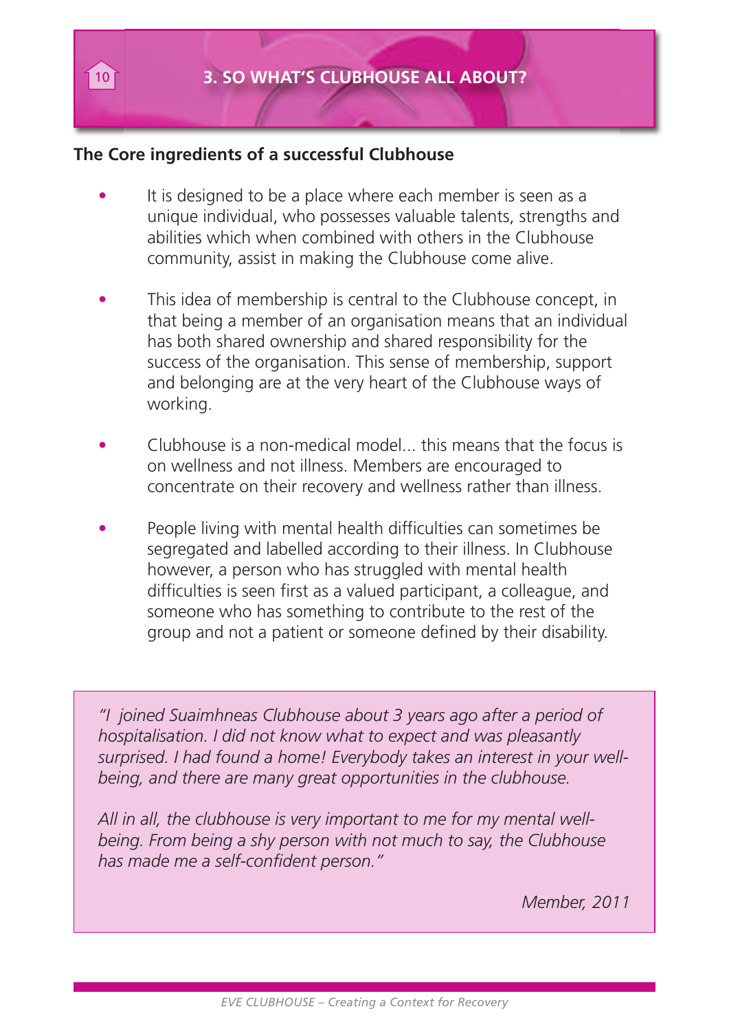# 3. SO WHAT'S CLUBHOUSE ALL ABOUT?

**The Core ingredients of a successful Clubhouse**

- It is designed to be a place where each member is seen as a unique individual, who possesses valuable talents, strengths and abilities which when combined with others in the Clubhouse community, assist in making the Clubhouse come alive.
- This idea of membership is central to the Clubhouse concept, in that being a member of an organisation means that an individual has both shared ownership and shared responsibility for the success of the organisation. This sense of membership, support and belonging are at the very heart of the Clubhouse ways of working.
- Clubhouse is a non-medical model... this means that the focus is on wellness and not illness. Members are encouraged to concentrate on their recovery and wellness rather than illness.
- People living with mental health difficulties can sometimes be segregated and labelled according to their illness. In Clubhouse however, a person who has struggled with mental health difficulties is seen first as a valued participant, a colleague, and someone who has something to contribute to the rest of the group and not a patient or someone defined by their disability.

> *"I joined Suaimhneas Clubhouse about 3 years ago after a period of hospitalisation. I did not know what to expect and was pleasantly surprised. I had found a home! Everybody takes an interest in your well-being, and there are many great opportunities in the clubhouse.*
>
> *All in all, the clubhouse is very important to me for my mental well-being. From being a shy person with not much to say, the Clubhouse has made me a self-confident person."*
>
> *Member, 2011*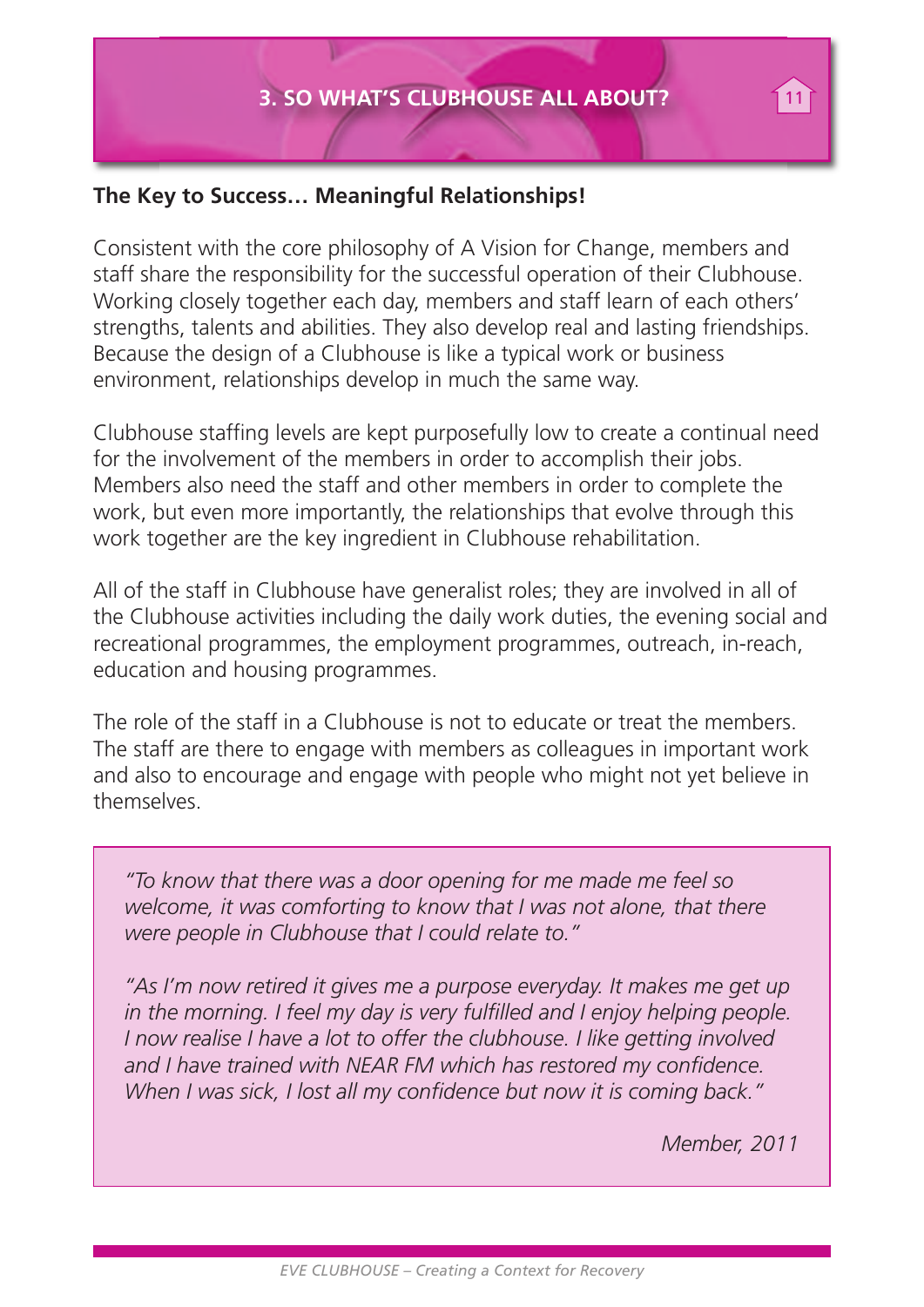## 3. SO WHAT'S CLUBHOUSE ALL ABOUT?

**The Key to Success… Meaningful Relationships!**

Consistent with the core philosophy of A Vision for Change, members and staff share the responsibility for the successful operation of their Clubhouse. Working closely together each day, members and staff learn of each others' strengths, talents and abilities. They also develop real and lasting friendships. Because the design of a Clubhouse is like a typical work or business environment, relationships develop in much the same way.

Clubhouse staffing levels are kept purposefully low to create a continual need for the involvement of the members in order to accomplish their jobs. Members also need the staff and other members in order to complete the work, but even more importantly, the relationships that evolve through this work together are the key ingredient in Clubhouse rehabilitation.

All of the staff in Clubhouse have generalist roles; they are involved in all of the Clubhouse activities including the daily work duties, the evening social and recreational programmes, the employment programmes, outreach, in-reach, education and housing programmes.

The role of the staff in a Clubhouse is not to educate or treat the members. The staff are there to engage with members as colleagues in important work and also to encourage and engage with people who might not yet believe in themselves.

> *"To know that there was a door opening for me made me feel so welcome, it was comforting to know that I was not alone, that there were people in Clubhouse that I could relate to."*
>
> *"As I'm now retired it gives me a purpose everyday. It makes me get up in the morning. I feel my day is very fulfilled and I enjoy helping people. I now realise I have a lot to offer the clubhouse. I like getting involved and I have trained with NEAR FM which has restored my confidence. When I was sick, I lost all my confidence but now it is coming back."*
>
> *Member, 2011*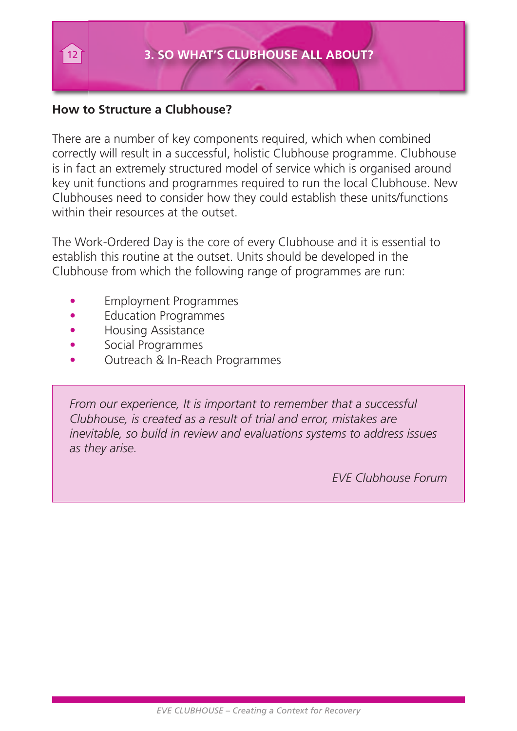# 3. SO WHAT'S CLUBHOUSE ALL ABOUT?

**How to Structure a Clubhouse?**

There are a number of key components required, which when combined correctly will result in a successful, holistic Clubhouse programme. Clubhouse is in fact an extremely structured model of service which is organised around key unit functions and programmes required to run the local Clubhouse. New Clubhouses need to consider how they could establish these units/functions within their resources at the outset.

The Work-Ordered Day is the core of every Clubhouse and it is essential to establish this routine at the outset. Units should be developed in the Clubhouse from which the following range of programmes are run:

- Employment Programmes
- Education Programmes
- Housing Assistance
- Social Programmes
- Outreach & In-Reach Programmes

> *From our experience, It is important to remember that a successful Clubhouse, is created as a result of trial and error, mistakes are inevitable, so build in review and evaluations systems to address issues as they arise.*
>
> *EVE Clubhouse Forum*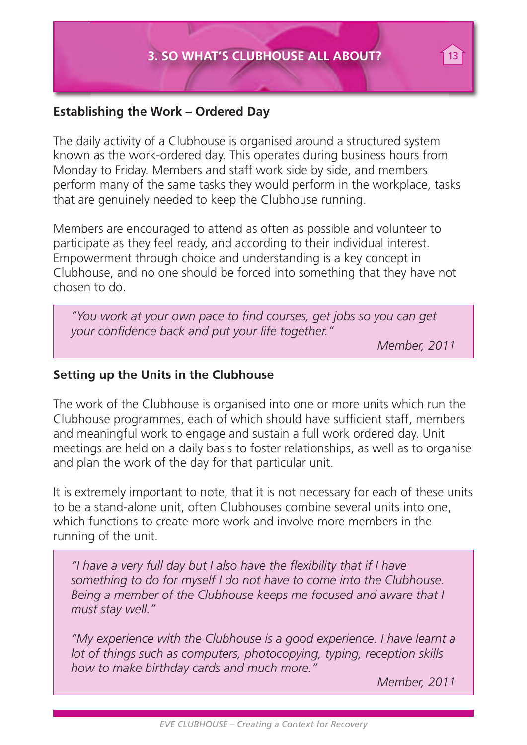## 3. SO WHAT'S CLUBHOUSE ALL ABOUT?

### Establishing the Work – Ordered Day

The daily activity of a Clubhouse is organised around a structured system known as the work-ordered day. This operates during business hours from Monday to Friday. Members and staff work side by side, and members perform many of the same tasks they would perform in the workplace, tasks that are genuinely needed to keep the Clubhouse running.

Members are encouraged to attend as often as possible and volunteer to participate as they feel ready, and according to their individual interest. Empowerment through choice and understanding is a key concept in Clubhouse, and no one should be forced into something that they have not chosen to do.

> *"You work at your own pace to find courses, get jobs so you can get your confidence back and put your life together."*
>
> *Member, 2011*

### Setting up the Units in the Clubhouse

The work of the Clubhouse is organised into one or more units which run the Clubhouse programmes, each of which should have sufficient staff, members and meaningful work to engage and sustain a full work ordered day. Unit meetings are held on a daily basis to foster relationships, as well as to organise and plan the work of the day for that particular unit.

It is extremely important to note, that it is not necessary for each of these units to be a stand-alone unit, often Clubhouses combine several units into one, which functions to create more work and involve more members in the running of the unit.

> *"I have a very full day but I also have the flexibility that if I have something to do for myself I do not have to come into the Clubhouse. Being a member of the Clubhouse keeps me focused and aware that I must stay well."*
>
> *"My experience with the Clubhouse is a good experience. I have learnt a lot of things such as computers, photocopying, typing, reception skills how to make birthday cards and much more."*
>
> *Member, 2011*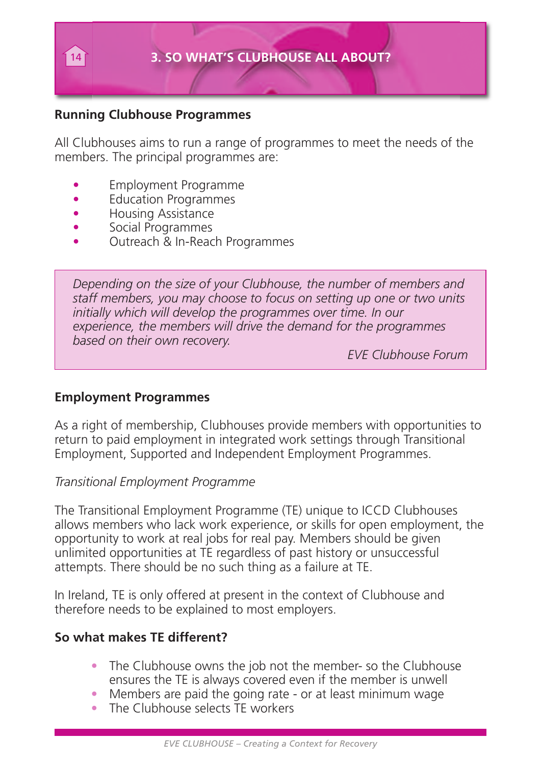## Running Clubhouse Programmes

All Clubhouses aims to run a range of programmes to meet the needs of the members. The principal programmes are:

- Employment Programme
- Education Programmes
- Housing Assistance
- Social Programmes
- Outreach & In-Reach Programmes

> *Depending on the size of your Clubhouse, the number of members and staff members, you may choose to focus on setting up one or two units initially which will develop the programmes over time. In our experience, the members will drive the demand for the programmes based on their own recovery.*
>
> *EVE Clubhouse Forum*

## Employment Programmes

As a right of membership, Clubhouses provide members with opportunities to return to paid employment in integrated work settings through Transitional Employment, Supported and Independent Employment Programmes.

*Transitional Employment Programme*

The Transitional Employment Programme (TE) unique to ICCD Clubhouses allows members who lack work experience, or skills for open employment, the opportunity to work at real jobs for real pay. Members should be given unlimited opportunities at TE regardless of past history or unsuccessful attempts. There should be no such thing as a failure at TE.

In Ireland, TE is only offered at present in the context of Clubhouse and therefore needs to be explained to most employers.

## So what makes TE different?

- The Clubhouse owns the job not the member- so the Clubhouse ensures the TE is always covered even if the member is unwell
- Members are paid the going rate - or at least minimum wage
- The Clubhouse selects TE workers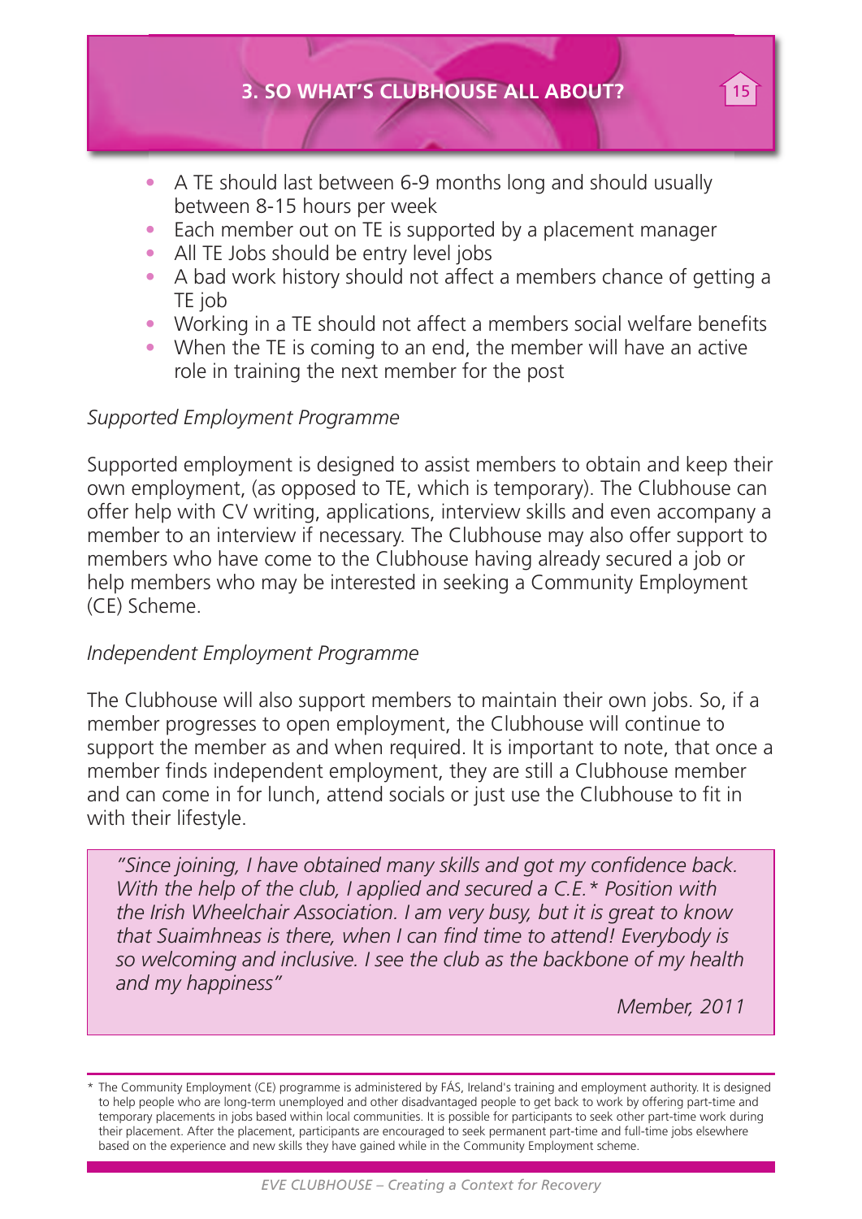- A TE should last between 6-9 months long and should usually between 8-15 hours per week
- Each member out on TE is supported by a placement manager
- All TE Jobs should be entry level jobs
- A bad work history should not affect a members chance of getting a TE job
- Working in a TE should not affect a members social welfare benefits
- When the TE is coming to an end, the member will have an active role in training the next member for the post

*Supported Employment Programme*

Supported employment is designed to assist members to obtain and keep their own employment, (as opposed to TE, which is temporary). The Clubhouse can offer help with CV writing, applications, interview skills and even accompany a member to an interview if necessary. The Clubhouse may also offer support to members who have come to the Clubhouse having already secured a job or help members who may be interested in seeking a Community Employment (CE) Scheme.

*Independent Employment Programme*

The Clubhouse will also support members to maintain their own jobs. So, if a member progresses to open employment, the Clubhouse will continue to support the member as and when required. It is important to note, that once a member finds independent employment, they are still a Clubhouse member and can come in for lunch, attend socials or just use the Clubhouse to fit in with their lifestyle.

> *"Since joining, I have obtained many skills and got my confidence back. With the help of the club, I applied and secured a C.E.* Position with the Irish Wheelchair Association. I am very busy, but it is great to know that Suaimhneas is there, when I can find time to attend! Everybody is so welcoming and inclusive. I see the club as the backbone of my health and my happiness"*
>
> *Member, 2011*

* The Community Employment (CE) programme is administered by FÁS, Ireland's training and employment authority. It is designed to help people who are long-term unemployed and other disadvantaged people to get back to work by offering part-time and temporary placements in jobs based within local communities. It is possible for participants to seek other part-time work during their placement. After the placement, participants are encouraged to seek permanent part-time and full-time jobs elsewhere based on the experience and new skills they have gained while in the Community Employment scheme.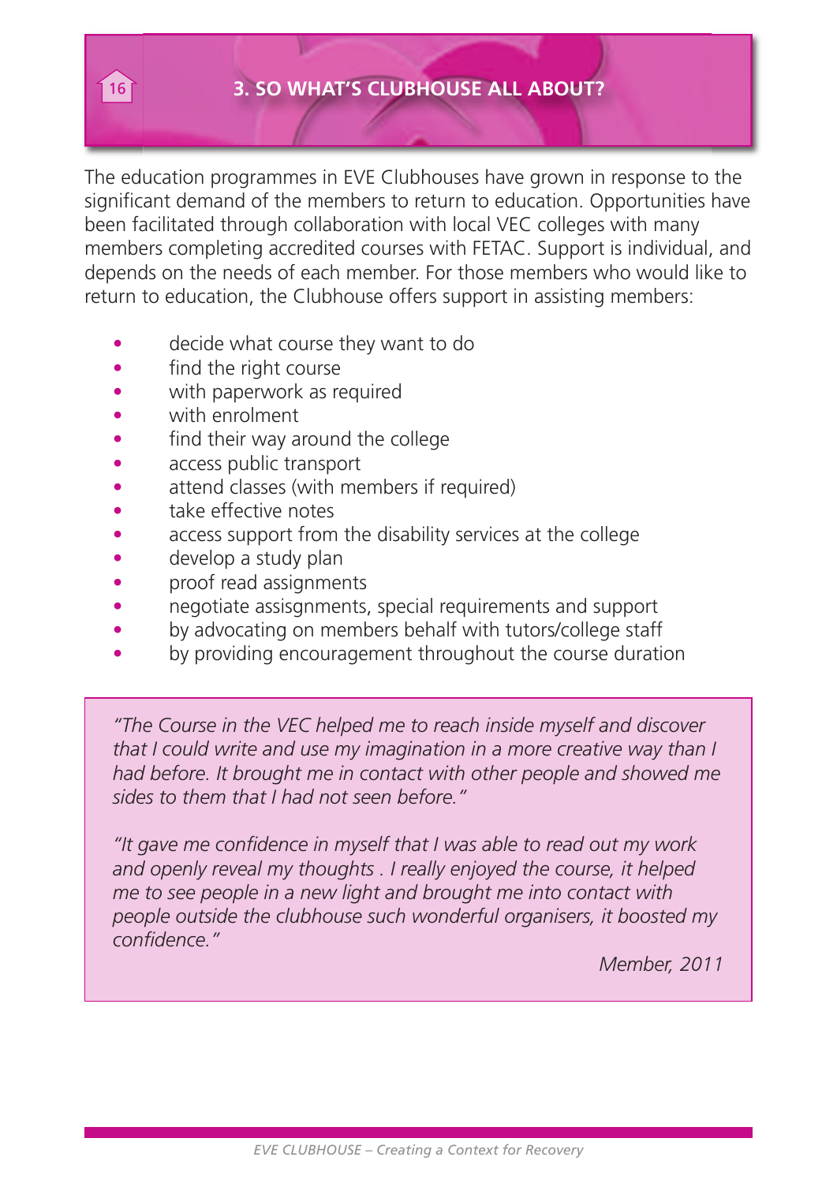## 3. SO WHAT'S CLUBHOUSE ALL ABOUT?

The education programmes in EVE Clubhouses have grown in response to the significant demand of the members to return to education. Opportunities have been facilitated through collaboration with local VEC colleges with many members completing accredited courses with FETAC. Support is individual, and depends on the needs of each member. For those members who would like to return to education, the Clubhouse offers support in assisting members:

- decide what course they want to do
- find the right course
- with paperwork as required
- with enrolment
- find their way around the college
- access public transport
- attend classes (with members if required)
- take effective notes
- access support from the disability services at the college
- develop a study plan
- proof read assignments
- negotiate assisgnments, special requirements and support
- by advocating on members behalf with tutors/college staff
- by providing encouragement throughout the course duration

*"The Course in the VEC helped me to reach inside myself and discover that I could write and use my imagination in a more creative way than I had before. It brought me in contact with other people and showed me sides to them that I had not seen before."*

*"It gave me confidence in myself that I was able to read out my work and openly reveal my thoughts . I really enjoyed the course, it helped me to see people in a new light and brought me into contact with people outside the clubhouse such wonderful organisers, it boosted my confidence."*

*Member, 2011*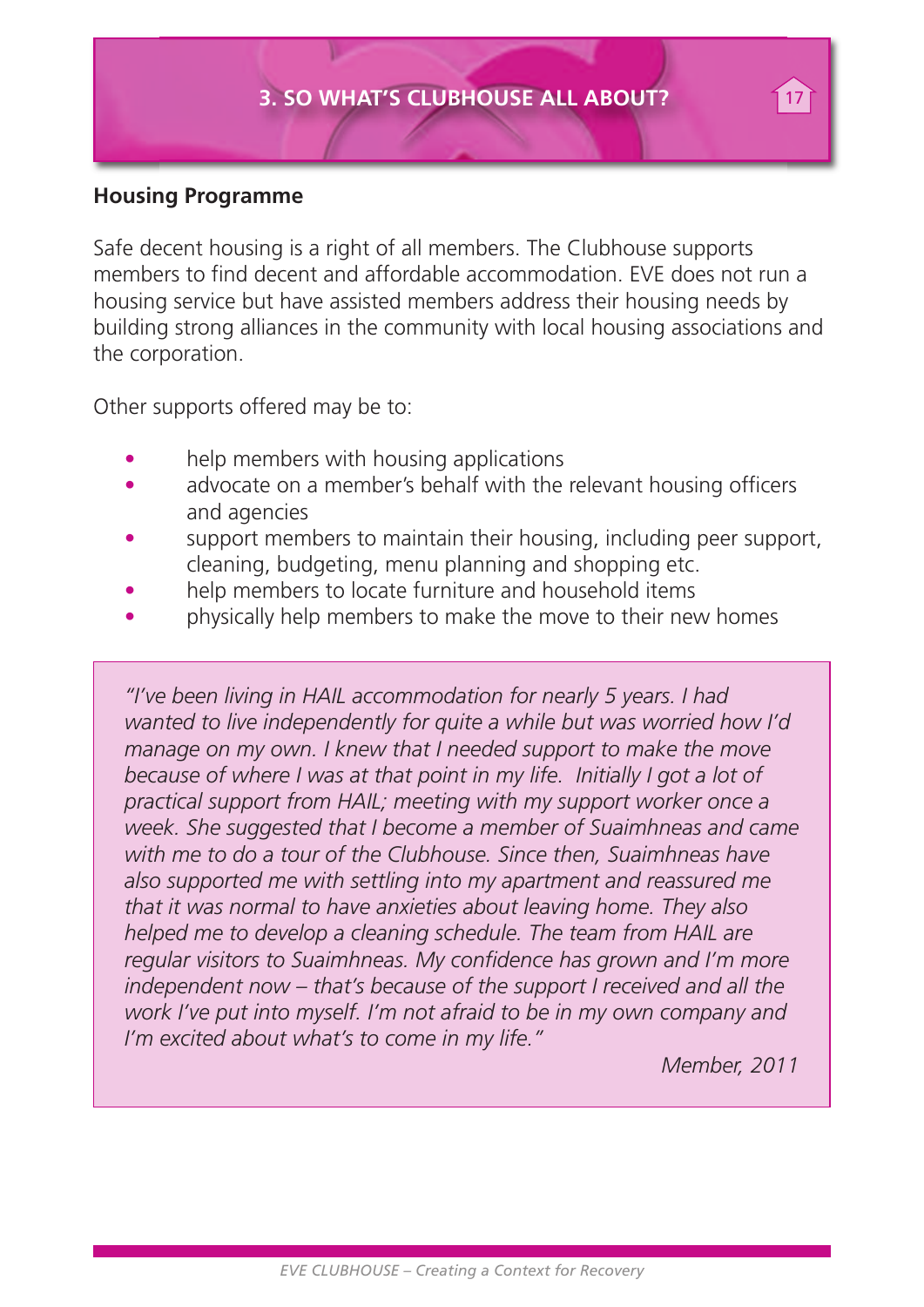## Housing Programme

Safe decent housing is a right of all members. The Clubhouse supports members to find decent and affordable accommodation. EVE does not run a housing service but have assisted members address their housing needs by building strong alliances in the community with local housing associations and the corporation.

Other supports offered may be to:

- help members with housing applications
- advocate on a member's behalf with the relevant housing officers and agencies
- support members to maintain their housing, including peer support, cleaning, budgeting, menu planning and shopping etc.
- help members to locate furniture and household items
- physically help members to make the move to their new homes

> *"I've been living in HAIL accommodation for nearly 5 years. I had wanted to live independently for quite a while but was worried how I'd manage on my own. I knew that I needed support to make the move because of where I was at that point in my life. Initially I got a lot of practical support from HAIL; meeting with my support worker once a week. She suggested that I become a member of Suaimhneas and came with me to do a tour of the Clubhouse. Since then, Suaimhneas have also supported me with settling into my apartment and reassured me that it was normal to have anxieties about leaving home. They also helped me to develop a cleaning schedule. The team from HAIL are regular visitors to Suaimhneas. My confidence has grown and I'm more independent now – that's because of the support I received and all the work I've put into myself. I'm not afraid to be in my own company and I'm excited about what's to come in my life."*
>
> *Member, 2011*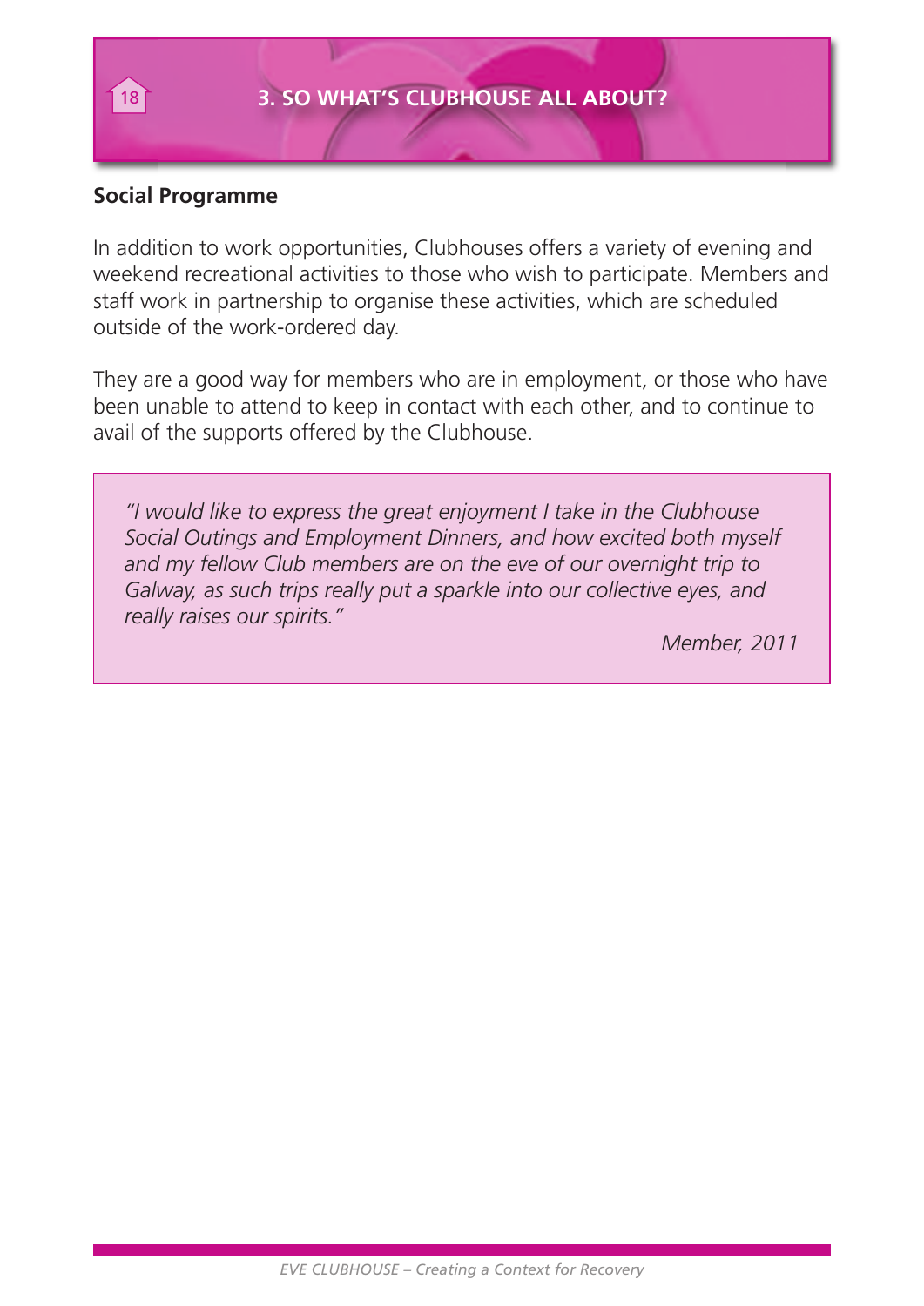## Social Programme

In addition to work opportunities, Clubhouses offers a variety of evening and weekend recreational activities to those who wish to participate. Members and staff work in partnership to organise these activities, which are scheduled outside of the work-ordered day.

They are a good way for members who are in employment, or those who have been unable to attend to keep in contact with each other, and to continue to avail of the supports offered by the Clubhouse.

> *"I would like to express the great enjoyment I take in the Clubhouse Social Outings and Employment Dinners, and how excited both myself and my fellow Club members are on the eve of our overnight trip to Galway, as such trips really put a sparkle into our collective eyes, and really raises our spirits."*
>
> *Member, 2011*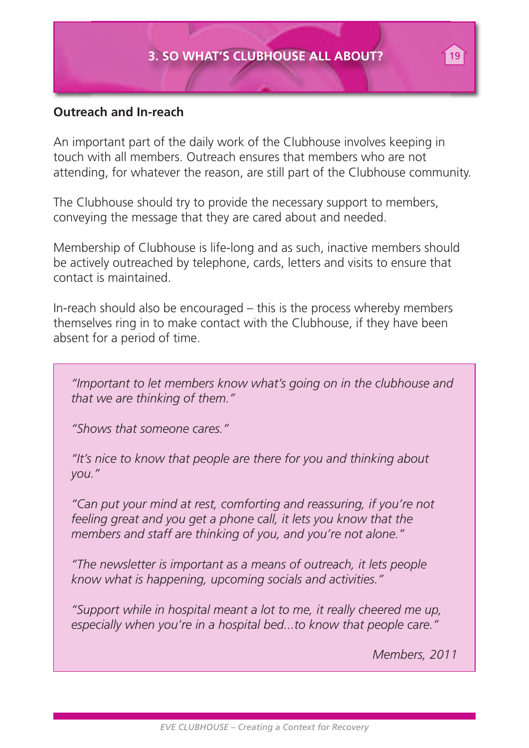## Outreach and In-reach

An important part of the daily work of the Clubhouse involves keeping in touch with all members. Outreach ensures that members who are not attending, for whatever the reason, are still part of the Clubhouse community.

The Clubhouse should try to provide the necessary support to members, conveying the message that they are cared about and needed.

Membership of Clubhouse is life-long and as such, inactive members should be actively outreached by telephone, cards, letters and visits to ensure that contact is maintained.

In-reach should also be encouraged – this is the process whereby members themselves ring in to make contact with the Clubhouse, if they have been absent for a period of time.

> *"Important to let members know what's going on in the clubhouse and that we are thinking of them."*
>
> *"Shows that someone cares."*
>
> *"It's nice to know that people are there for you and thinking about you."*
>
> *"Can put your mind at rest, comforting and reassuring, if you're not feeling great and you get a phone call, it lets you know that the members and staff are thinking of you, and you're not alone."*
>
> *"The newsletter is important as a means of outreach, it lets people know what is happening, upcoming socials and activities."*
>
> *"Support while in hospital meant a lot to me, it really cheered me up, especially when you're in a hospital bed...to know that people care."*
>
> *Members, 2011*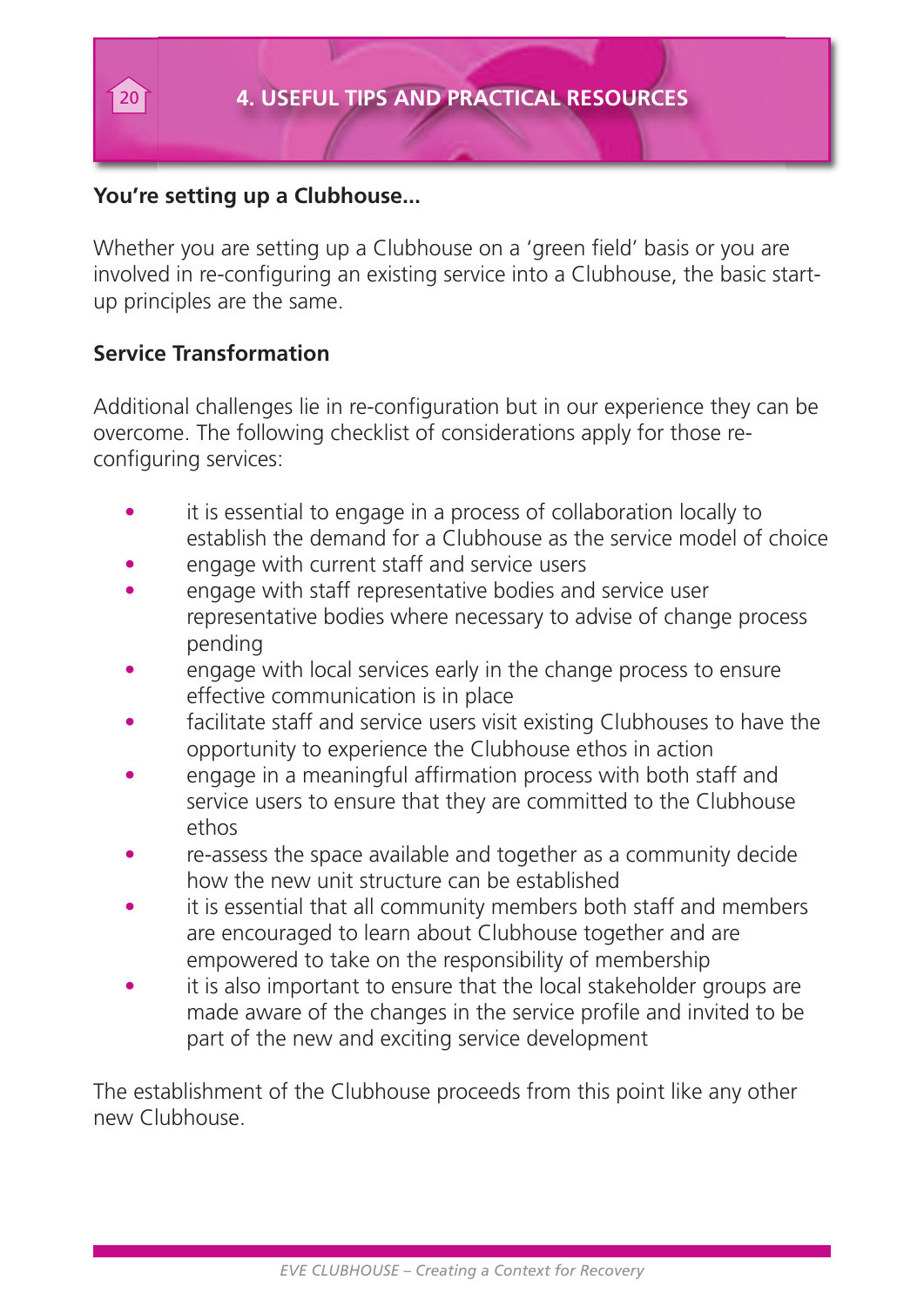# 4. USEFUL TIPS AND PRACTICAL RESOURCES

**You're setting up a Clubhouse...**

Whether you are setting up a Clubhouse on a 'green field' basis or you are involved in re-configuring an existing service into a Clubhouse, the basic start-up principles are the same.

**Service Transformation**

Additional challenges lie in re-configuration but in our experience they can be overcome. The following checklist of considerations apply for those re-configuring services:

- it is essential to engage in a process of collaboration locally to establish the demand for a Clubhouse as the service model of choice
- engage with current staff and service users
- engage with staff representative bodies and service user representative bodies where necessary to advise of change process pending
- engage with local services early in the change process to ensure effective communication is in place
- facilitate staff and service users visit existing Clubhouses to have the opportunity to experience the Clubhouse ethos in action
- engage in a meaningful affirmation process with both staff and service users to ensure that they are committed to the Clubhouse ethos
- re-assess the space available and together as a community decide how the new unit structure can be established
- it is essential that all community members both staff and members are encouraged to learn about Clubhouse together and are empowered to take on the responsibility of membership
- it is also important to ensure that the local stakeholder groups are made aware of the changes in the service profile and invited to be part of the new and exciting service development

The establishment of the Clubhouse proceeds from this point like any other new Clubhouse.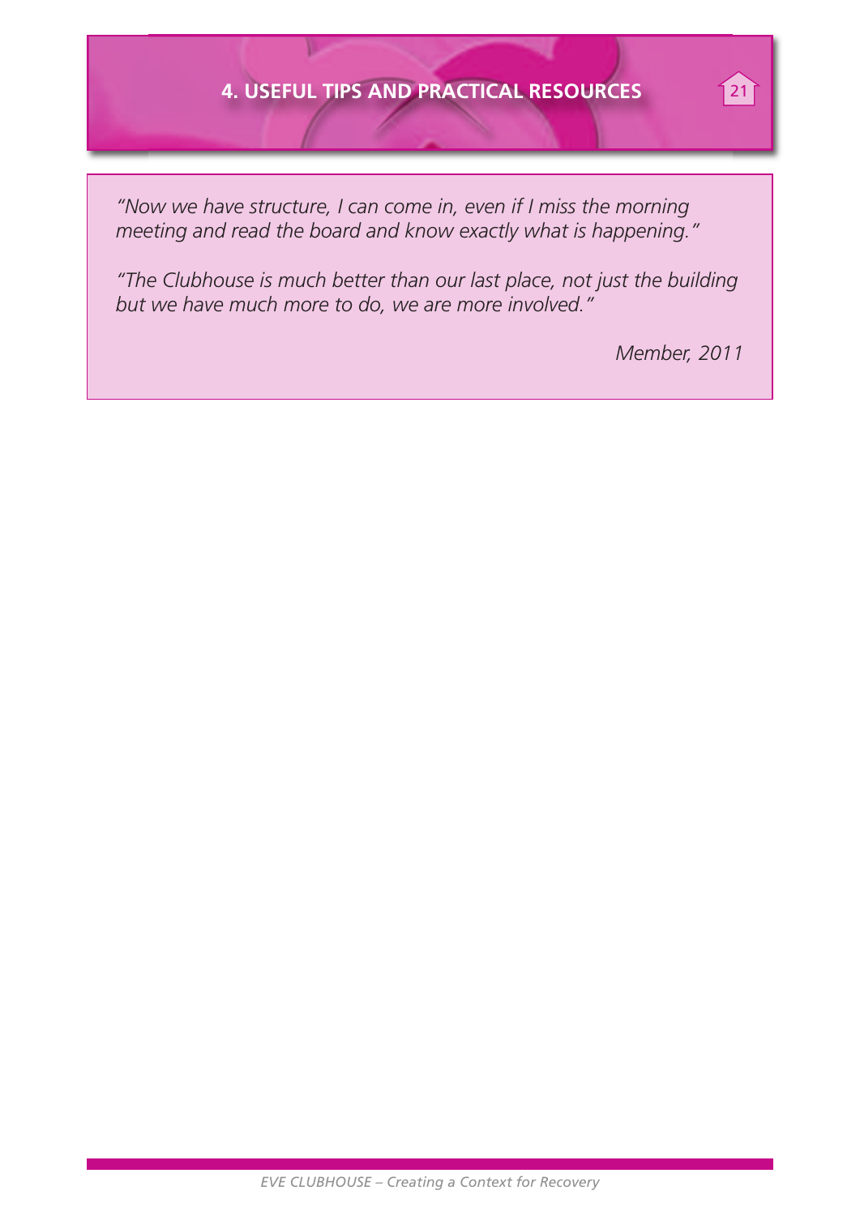*"Now we have structure, I can come in, even if I miss the morning meeting and read the board and know exactly what is happening."*

*"The Clubhouse is much better than our last place, not just the building but we have much more to do, we are more involved."*

*Member, 2011*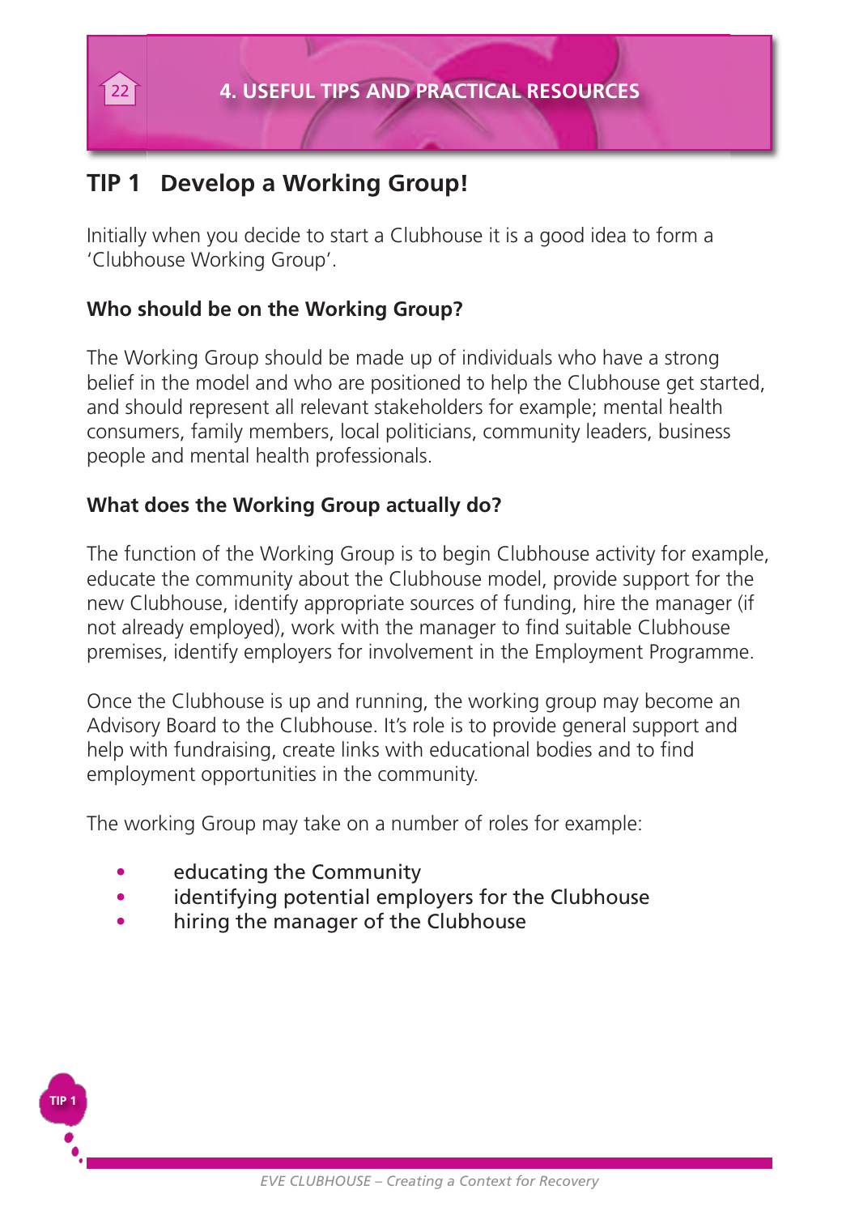## TIP 1 Develop a Working Group!

Initially when you decide to start a Clubhouse it is a good idea to form a 'Clubhouse Working Group'.

**Who should be on the Working Group?**

The Working Group should be made up of individuals who have a strong belief in the model and who are positioned to help the Clubhouse get started, and should represent all relevant stakeholders for example; mental health consumers, family members, local politicians, community leaders, business people and mental health professionals.

**What does the Working Group actually do?**

The function of the Working Group is to begin Clubhouse activity for example, educate the community about the Clubhouse model, provide support for the new Clubhouse, identify appropriate sources of funding, hire the manager (if not already employed), work with the manager to find suitable Clubhouse premises, identify employers for involvement in the Employment Programme.

Once the Clubhouse is up and running, the working group may become an Advisory Board to the Clubhouse. It's role is to provide general support and help with fundraising, create links with educational bodies and to find employment opportunities in the community.

The working Group may take on a number of roles for example:

- educating the Community
- identifying potential employers for the Clubhouse
- hiring the manager of the Clubhouse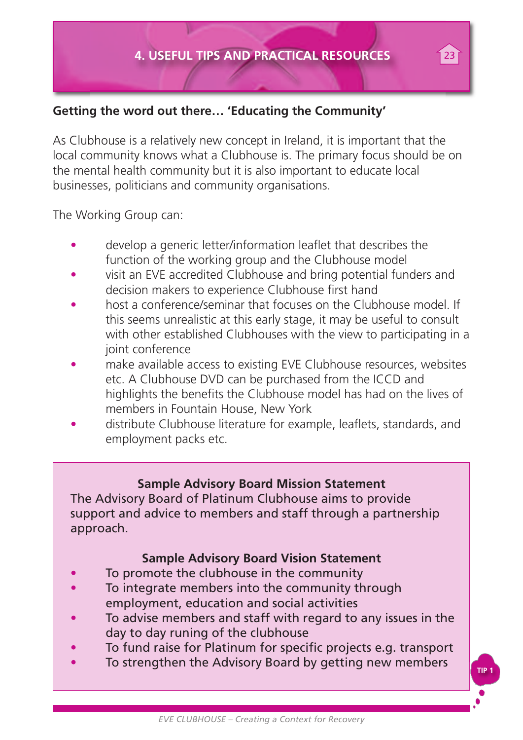## 4. USEFUL TIPS AND PRACTICAL RESOURCES

### Getting the word out there… 'Educating the Community'

As Clubhouse is a relatively new concept in Ireland, it is important that the local community knows what a Clubhouse is. The primary focus should be on the mental health community but it is also important to educate local businesses, politicians and community organisations.

The Working Group can:

- develop a generic letter/information leaflet that describes the function of the working group and the Clubhouse model
- visit an EVE accredited Clubhouse and bring potential funders and decision makers to experience Clubhouse first hand
- host a conference/seminar that focuses on the Clubhouse model. If this seems unrealistic at this early stage, it may be useful to consult with other established Clubhouses with the view to participating in a joint conference
- make available access to existing EVE Clubhouse resources, websites etc. A Clubhouse DVD can be purchased from the ICCD and highlights the benefits the Clubhouse model has had on the lives of members in Fountain House, New York
- distribute Clubhouse literature for example, leaflets, standards, and employment packs etc.

**Sample Advisory Board Mission Statement**

The Advisory Board of Platinum Clubhouse aims to provide support and advice to members and staff through a partnership approach.

**Sample Advisory Board Vision Statement**

- To promote the clubhouse in the community
- To integrate members into the community through employment, education and social activities
- To advise members and staff with regard to any issues in the day to day runing of the clubhouse
- To fund raise for Platinum for specific projects e.g. transport
- To strengthen the Advisory Board by getting new members

TIP 1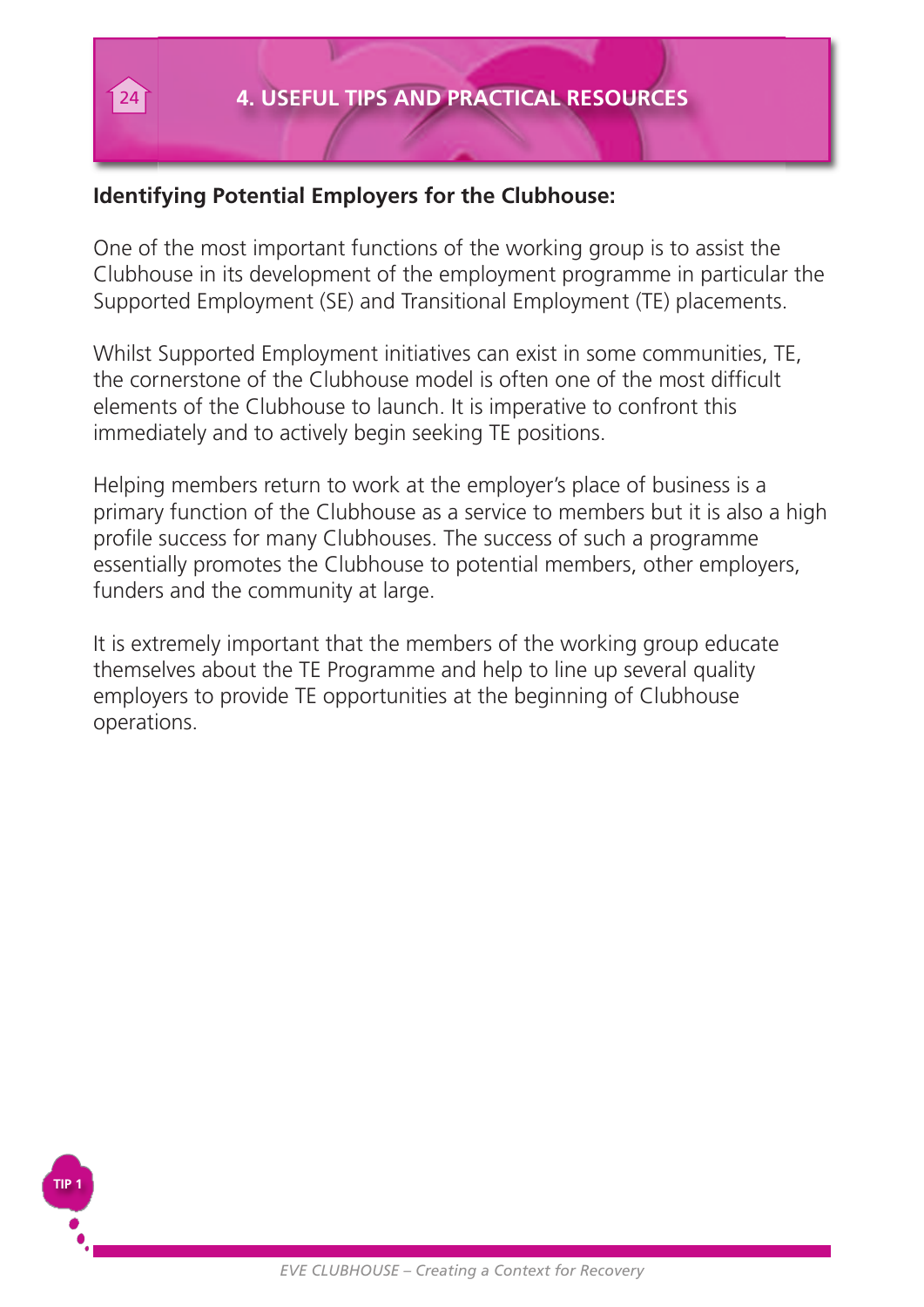## Identifying Potential Employers for the Clubhouse:

One of the most important functions of the working group is to assist the Clubhouse in its development of the employment programme in particular the Supported Employment (SE) and Transitional Employment (TE) placements.

Whilst Supported Employment initiatives can exist in some communities, TE, the cornerstone of the Clubhouse model is often one of the most difficult elements of the Clubhouse to launch. It is imperative to confront this immediately and to actively begin seeking TE positions.

Helping members return to work at the employer's place of business is a primary function of the Clubhouse as a service to members but it is also a high profile success for many Clubhouses. The success of such a programme essentially promotes the Clubhouse to potential members, other employers, funders and the community at large.

It is extremely important that the members of the working group educate themselves about the TE Programme and help to line up several quality employers to provide TE opportunities at the beginning of Clubhouse operations.

TIP 1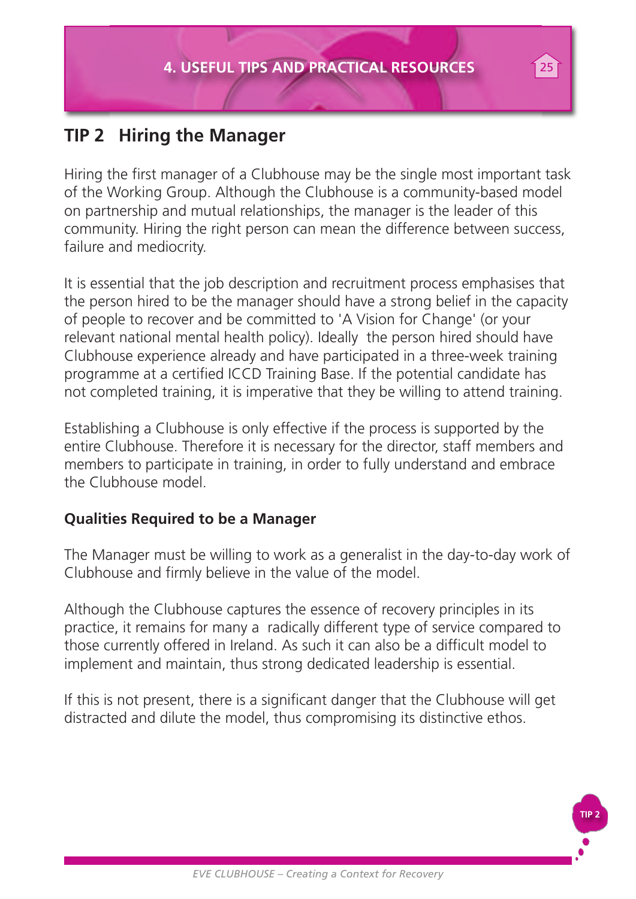## TIP 2 Hiring the Manager

Hiring the first manager of a Clubhouse may be the single most important task of the Working Group. Although the Clubhouse is a community-based model on partnership and mutual relationships, the manager is the leader of this community. Hiring the right person can mean the difference between success, failure and mediocrity.

It is essential that the job description and recruitment process emphasises that the person hired to be the manager should have a strong belief in the capacity of people to recover and be committed to 'A Vision for Change' (or your relevant national mental health policy). Ideally the person hired should have Clubhouse experience already and have participated in a three-week training programme at a certified ICCD Training Base. If the potential candidate has not completed training, it is imperative that they be willing to attend training.

Establishing a Clubhouse is only effective if the process is supported by the entire Clubhouse. Therefore it is necessary for the director, staff members and members to participate in training, in order to fully understand and embrace the Clubhouse model.

### Qualities Required to be a Manager

The Manager must be willing to work as a generalist in the day-to-day work of Clubhouse and firmly believe in the value of the model.

Although the Clubhouse captures the essence of recovery principles in its practice, it remains for many a radically different type of service compared to those currently offered in Ireland. As such it can also be a difficult model to implement and maintain, thus strong dedicated leadership is essential.

If this is not present, there is a significant danger that the Clubhouse will get distracted and dilute the model, thus compromising its distinctive ethos.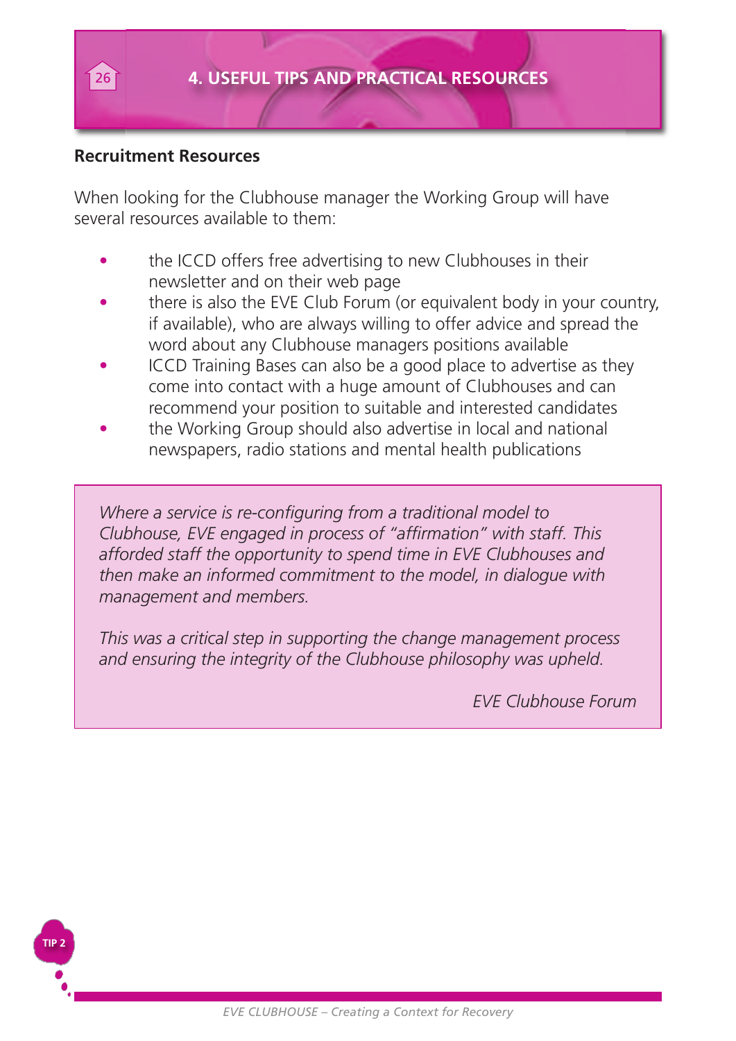## Recruitment Resources

When looking for the Clubhouse manager the Working Group will have several resources available to them:

- the ICCD offers free advertising to new Clubhouses in their newsletter and on their web page
- there is also the EVE Club Forum (or equivalent body in your country, if available), who are always willing to offer advice and spread the word about any Clubhouse managers positions available
- ICCD Training Bases can also be a good place to advertise as they come into contact with a huge amount of Clubhouses and can recommend your position to suitable and interested candidates
- the Working Group should also advertise in local and national newspapers, radio stations and mental health publications

> *Where a service is re-configuring from a traditional model to Clubhouse, EVE engaged in process of "affirmation" with staff. This afforded staff the opportunity to spend time in EVE Clubhouses and then make an informed commitment to the model, in dialogue with management and members.*
>
> *This was a critical step in supporting the change management process and ensuring the integrity of the Clubhouse philosophy was upheld.*
>
> *EVE Clubhouse Forum*

TIP 2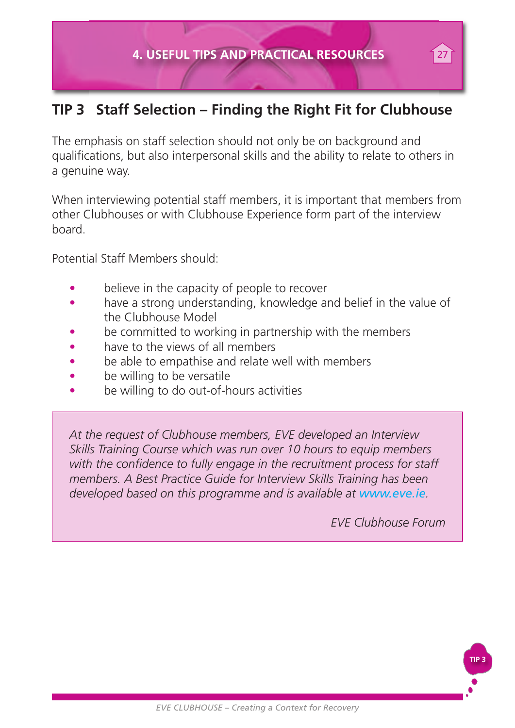## TIP 3 Staff Selection – Finding the Right Fit for Clubhouse

The emphasis on staff selection should not only be on background and qualifications, but also interpersonal skills and the ability to relate to others in a genuine way.

When interviewing potential staff members, it is important that members from other Clubhouses or with Clubhouse Experience form part of the interview board.

Potential Staff Members should:

- believe in the capacity of people to recover
- have a strong understanding, knowledge and belief in the value of the Clubhouse Model
- be committed to working in partnership with the members
- have to the views of all members
- be able to empathise and relate well with members
- be willing to be versatile
- be willing to do out-of-hours activities

> *At the request of Clubhouse members, EVE developed an Interview Skills Training Course which was run over 10 hours to equip members with the confidence to fully engage in the recruitment process for staff members. A Best Practice Guide for Interview Skills Training has been developed based on this programme and is available at www.eve.ie.*
>
> *EVE Clubhouse Forum*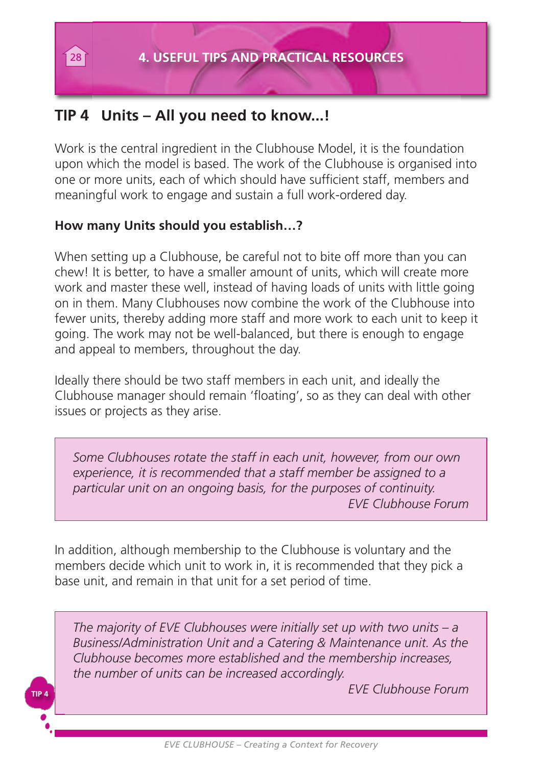## TIP 4 Units – All you need to know…!

Work is the central ingredient in the Clubhouse Model, it is the foundation upon which the model is based. The work of the Clubhouse is organised into one or more units, each of which should have sufficient staff, members and meaningful work to engage and sustain a full work-ordered day.

**How many Units should you establish…?**

When setting up a Clubhouse, be careful not to bite off more than you can chew! It is better, to have a smaller amount of units, which will create more work and master these well, instead of having loads of units with little going on in them. Many Clubhouses now combine the work of the Clubhouse into fewer units, thereby adding more staff and more work to each unit to keep it going. The work may not be well-balanced, but there is enough to engage and appeal to members, throughout the day.

Ideally there should be two staff members in each unit, and ideally the Clubhouse manager should remain 'floating', so as they can deal with other issues or projects as they arise.

> *Some Clubhouses rotate the staff in each unit, however, from our own experience, it is recommended that a staff member be assigned to a particular unit on an ongoing basis, for the purposes of continuity.*
>
> *EVE Clubhouse Forum*

In addition, although membership to the Clubhouse is voluntary and the members decide which unit to work in, it is recommended that they pick a base unit, and remain in that unit for a set period of time.

> *The majority of EVE Clubhouses were initially set up with two units – a Business/Administration Unit and a Catering & Maintenance unit. As the Clubhouse becomes more established and the membership increases, the number of units can be increased accordingly.*
>
> *EVE Clubhouse Forum*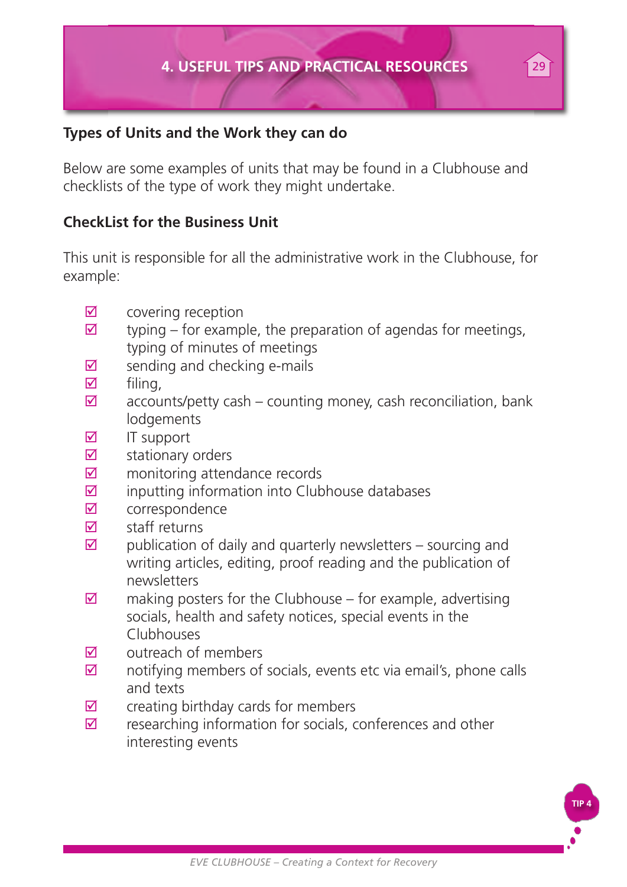## Types of Units and the Work they can do

Below are some examples of units that may be found in a Clubhouse and checklists of the type of work they might undertake.

### CheckList for the Business Unit

This unit is responsible for all the administrative work in the Clubhouse, for example:

- ☑ covering reception
- ☑ typing – for example, the preparation of agendas for meetings, typing of minutes of meetings
- ☑ sending and checking e-mails
- ☑ filing,
- ☑ accounts/petty cash – counting money, cash reconciliation, bank lodgements
- ☑ IT support
- ☑ stationary orders
- ☑ monitoring attendance records
- ☑ inputting information into Clubhouse databases
- ☑ correspondence
- ☑ staff returns
- ☑ publication of daily and quarterly newsletters – sourcing and writing articles, editing, proof reading and the publication of newsletters
- ☑ making posters for the Clubhouse – for example, advertising socials, health and safety notices, special events in the Clubhouses
- ☑ outreach of members
- ☑ notifying members of socials, events etc via email's, phone calls and texts
- ☑ creating birthday cards for members
- ☑ researching information for socials, conferences and other interesting events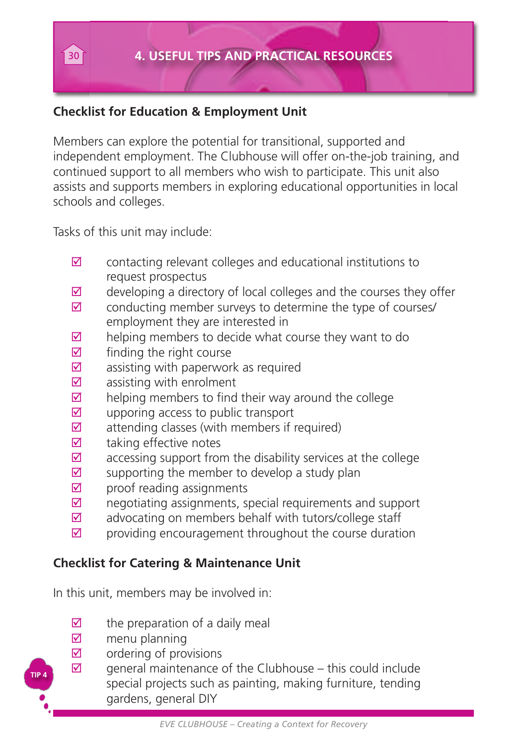## Checklist for Education & Employment Unit

Members can explore the potential for transitional, supported and independent employment. The Clubhouse will offer on-the-job training, and continued support to all members who wish to participate. This unit also assists and supports members in exploring educational opportunities in local schools and colleges.

Tasks of this unit may include:

- ☑ contacting relevant colleges and educational institutions to request prospectus
- ☑ developing a directory of local colleges and the courses they offer
- ☑ conducting member surveys to determine the type of courses/ employment they are interested in
- ☑ helping members to decide what course they want to do
- ☑ finding the right course
- ☑ assisting with paperwork as required
- ☑ assisting with enrolment
- ☑ helping members to find their way around the college
- ☑ upporing access to public transport
- ☑ attending classes (with members if required)
- ☑ taking effective notes
- ☑ accessing support from the disability services at the college
- ☑ supporting the member to develop a study plan
- ☑ proof reading assignments
- ☑ negotiating assignments, special requirements and support
- ☑ advocating on members behalf with tutors/college staff
- ☑ providing encouragement throughout the course duration

## Checklist for Catering & Maintenance Unit

In this unit, members may be involved in:

- ☑ the preparation of a daily meal
- ☑ menu planning
- ☑ ordering of provisions
- ☑ general maintenance of the Clubhouse – this could include special projects such as painting, making furniture, tending gardens, general DIY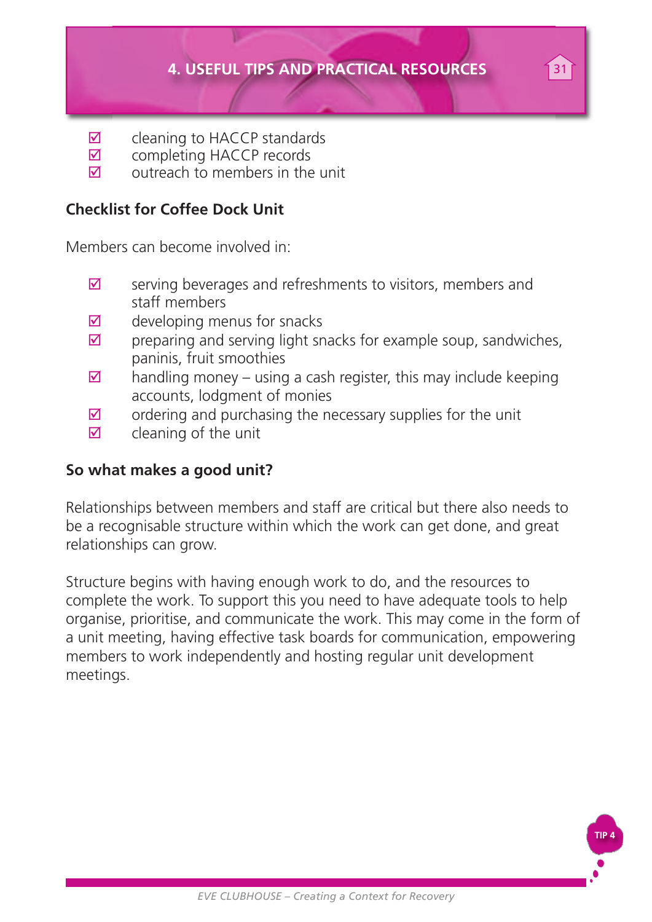- ☑ cleaning to HACCP standards
- ☑ completing HACCP records
- ☑ outreach to members in the unit

**Checklist for Coffee Dock Unit**

Members can become involved in:

- ☑ serving beverages and refreshments to visitors, members and staff members
- ☑ developing menus for snacks
- ☑ preparing and serving light snacks for example soup, sandwiches, paninis, fruit smoothies
- ☑ handling money – using a cash register, this may include keeping accounts, lodgment of monies
- ☑ ordering and purchasing the necessary supplies for the unit
- ☑ cleaning of the unit

**So what makes a good unit?**

Relationships between members and staff are critical but there also needs to be a recognisable structure within which the work can get done, and great relationships can grow.

Structure begins with having enough work to do, and the resources to complete the work. To support this you need to have adequate tools to help organise, prioritise, and communicate the work. This may come in the form of a unit meeting, having effective task boards for communication, empowering members to work independently and hosting regular unit development meetings.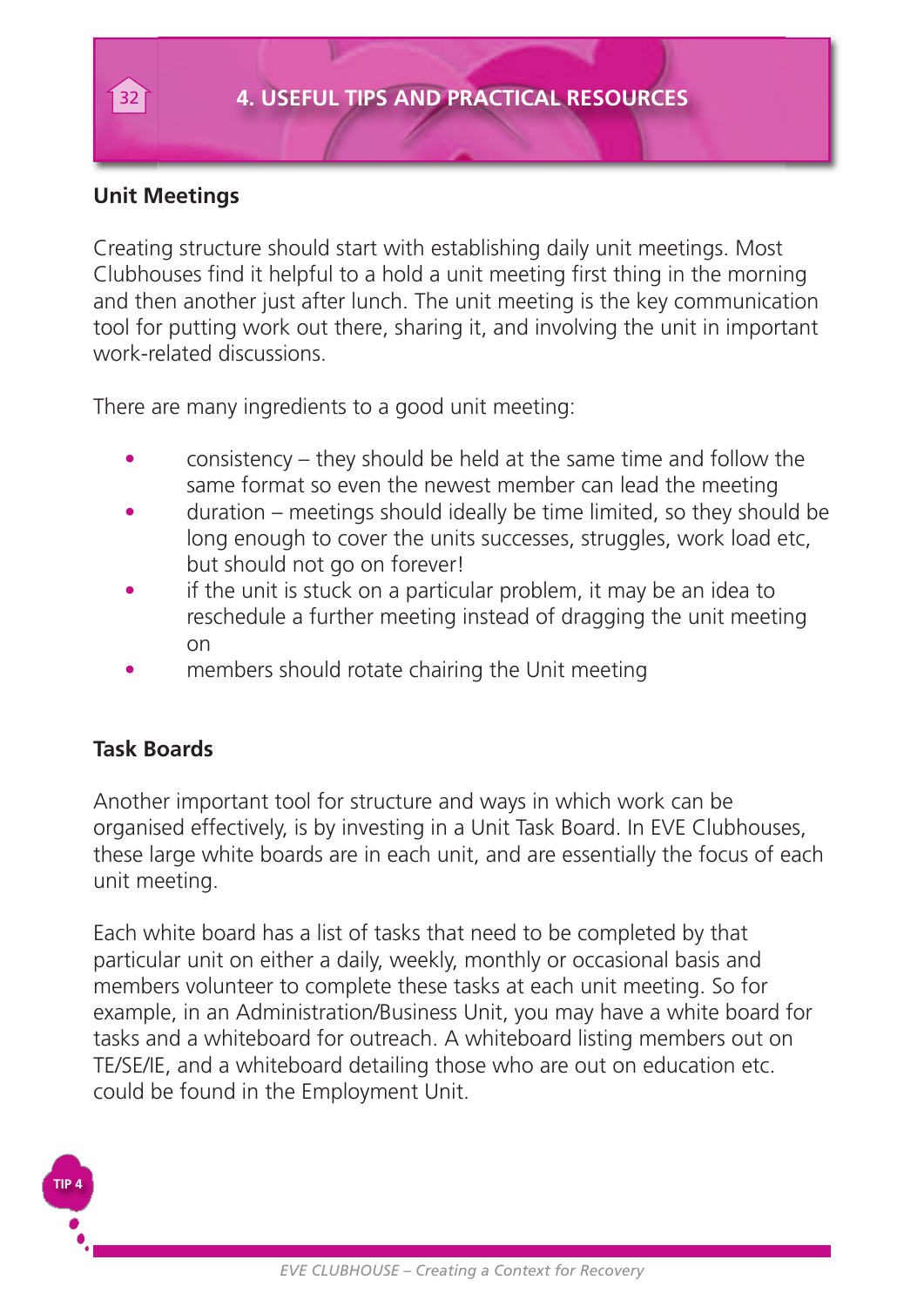## Unit Meetings

Creating structure should start with establishing daily unit meetings. Most Clubhouses find it helpful to a hold a unit meeting first thing in the morning and then another just after lunch. The unit meeting is the key communication tool for putting work out there, sharing it, and involving the unit in important work-related discussions.

There are many ingredients to a good unit meeting:

- consistency – they should be held at the same time and follow the same format so even the newest member can lead the meeting
- duration – meetings should ideally be time limited, so they should be long enough to cover the units successes, struggles, work load etc, but should not go on forever!
- if the unit is stuck on a particular problem, it may be an idea to reschedule a further meeting instead of dragging the unit meeting on
- members should rotate chairing the Unit meeting

## Task Boards

Another important tool for structure and ways in which work can be organised effectively, is by investing in a Unit Task Board. In EVE Clubhouses, these large white boards are in each unit, and are essentially the focus of each unit meeting.

Each white board has a list of tasks that need to be completed by that particular unit on either a daily, weekly, monthly or occasional basis and members volunteer to complete these tasks at each unit meeting. So for example, in an Administration/Business Unit, you may have a white board for tasks and a whiteboard for outreach. A whiteboard listing members out on TE/SE/IE, and a whiteboard detailing those who are out on education etc. could be found in the Employment Unit.

TIP 4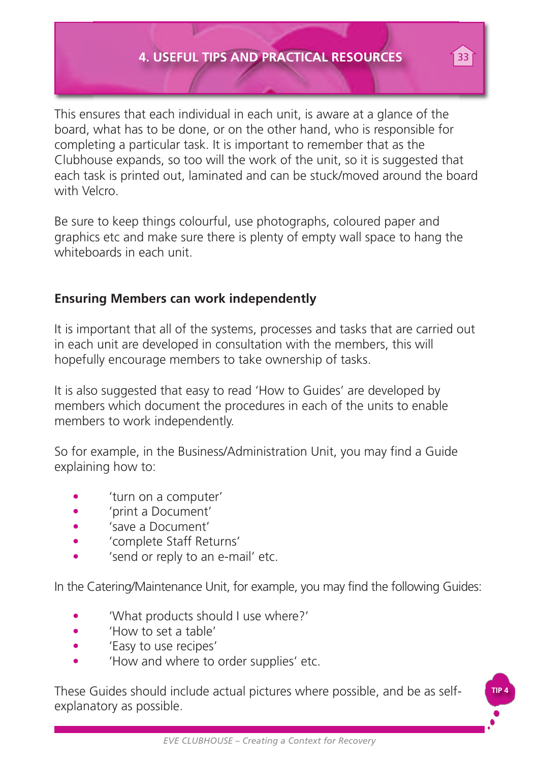This ensures that each individual in each unit, is aware at a glance of the board, what has to be done, or on the other hand, who is responsible for completing a particular task. It is important to remember that as the Clubhouse expands, so too will the work of the unit, so it is suggested that each task is printed out, laminated and can be stuck/moved around the board with Velcro.

Be sure to keep things colourful, use photographs, coloured paper and graphics etc and make sure there is plenty of empty wall space to hang the whiteboards in each unit.

### Ensuring Members can work independently

It is important that all of the systems, processes and tasks that are carried out in each unit are developed in consultation with the members, this will hopefully encourage members to take ownership of tasks.

It is also suggested that easy to read 'How to Guides' are developed by members which document the procedures in each of the units to enable members to work independently.

So for example, in the Business/Administration Unit, you may find a Guide explaining how to:

- 'turn on a computer'
- 'print a Document'
- 'save a Document'
- 'complete Staff Returns'
- 'send or reply to an e-mail' etc.

In the Catering/Maintenance Unit, for example, you may find the following Guides:

- 'What products should I use where?'
- 'How to set a table'
- 'Easy to use recipes'
- 'How and where to order supplies' etc.

These Guides should include actual pictures where possible, and be as self-explanatory as possible.

TIP 4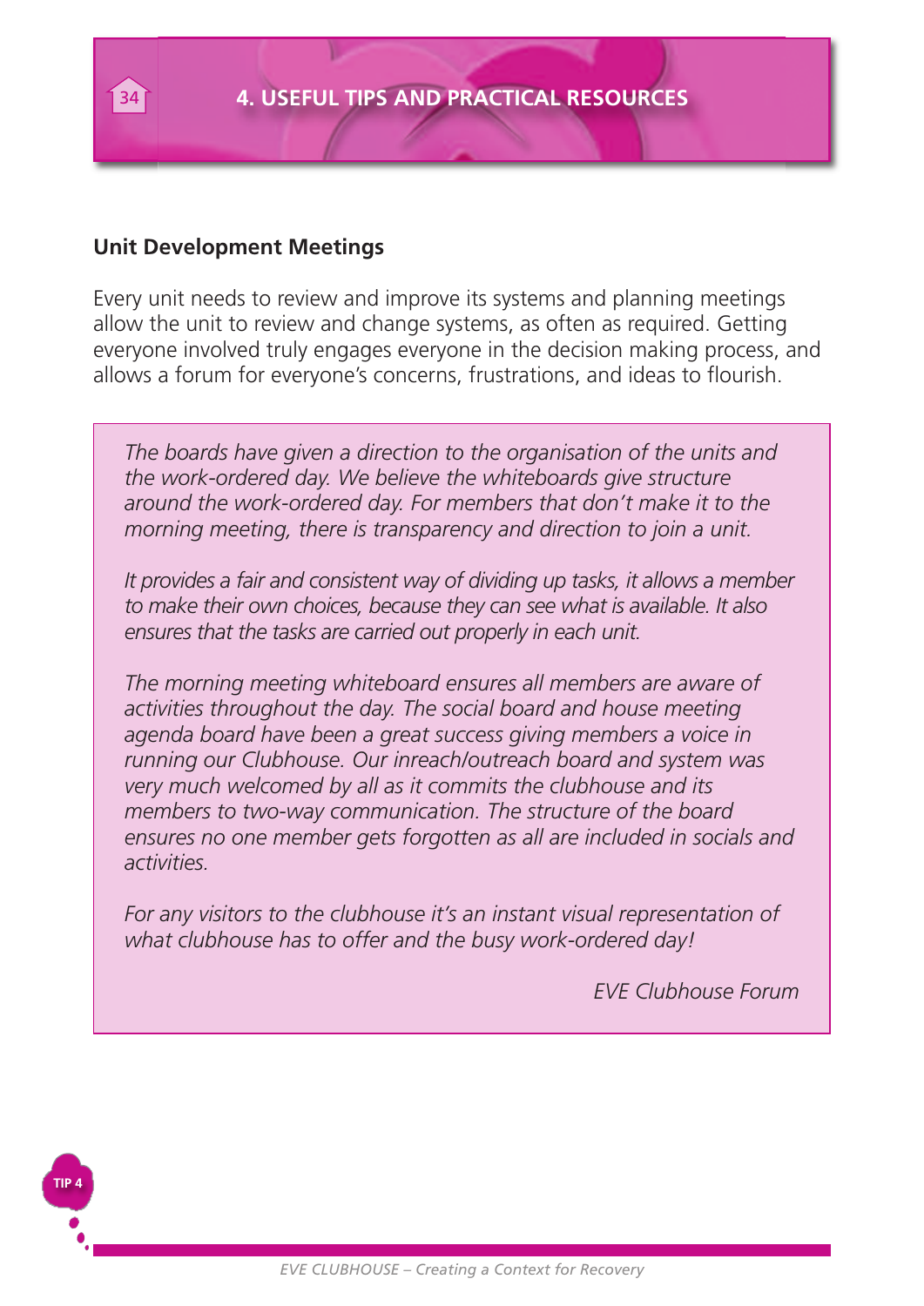## Unit Development Meetings

Every unit needs to review and improve its systems and planning meetings allow the unit to review and change systems, as often as required. Getting everyone involved truly engages everyone in the decision making process, and allows a forum for everyone's concerns, frustrations, and ideas to flourish.

> *The boards have given a direction to the organisation of the units and the work-ordered day. We believe the whiteboards give structure around the work-ordered day. For members that don't make it to the morning meeting, there is transparency and direction to join a unit.*
>
> *It provides a fair and consistent way of dividing up tasks, it allows a member to make their own choices, because they can see what is available. It also ensures that the tasks are carried out properly in each unit.*
>
> *The morning meeting whiteboard ensures all members are aware of activities throughout the day. The social board and house meeting agenda board have been a great success giving members a voice in running our Clubhouse. Our inreach/outreach board and system was very much welcomed by all as it commits the clubhouse and its members to two-way communication. The structure of the board ensures no one member gets forgotten as all are included in socials and activities.*
>
> *For any visitors to the clubhouse it's an instant visual representation of what clubhouse has to offer and the busy work-ordered day!*
>
> *EVE Clubhouse Forum*

TIP 4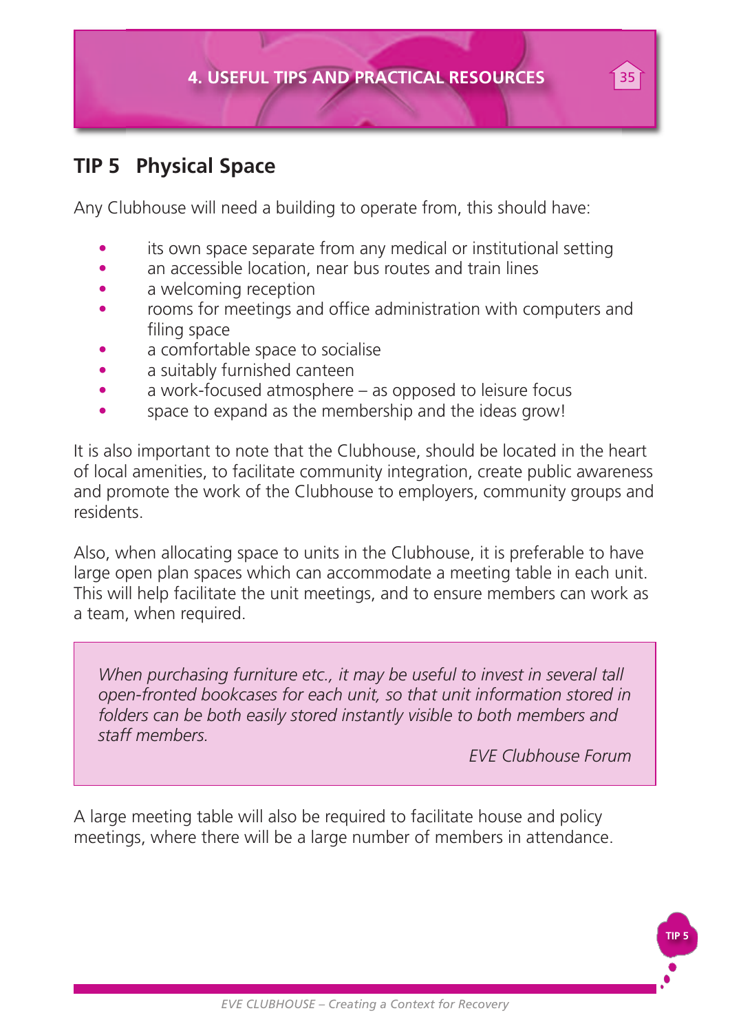## TIP 5 Physical Space

Any Clubhouse will need a building to operate from, this should have:

- its own space separate from any medical or institutional setting
- an accessible location, near bus routes and train lines
- a welcoming reception
- rooms for meetings and office administration with computers and filing space
- a comfortable space to socialise
- a suitably furnished canteen
- a work-focused atmosphere – as opposed to leisure focus
- space to expand as the membership and the ideas grow!

It is also important to note that the Clubhouse, should be located in the heart of local amenities, to facilitate community integration, create public awareness and promote the work of the Clubhouse to employers, community groups and residents.

Also, when allocating space to units in the Clubhouse, it is preferable to have large open plan spaces which can accommodate a meeting table in each unit. This will help facilitate the unit meetings, and to ensure members can work as a team, when required.

> *When purchasing furniture etc., it may be useful to invest in several tall open-fronted bookcases for each unit, so that unit information stored in folders can be both easily stored instantly visible to both members and staff members.*
>
> *EVE Clubhouse Forum*

A large meeting table will also be required to facilitate house and policy meetings, where there will be a large number of members in attendance.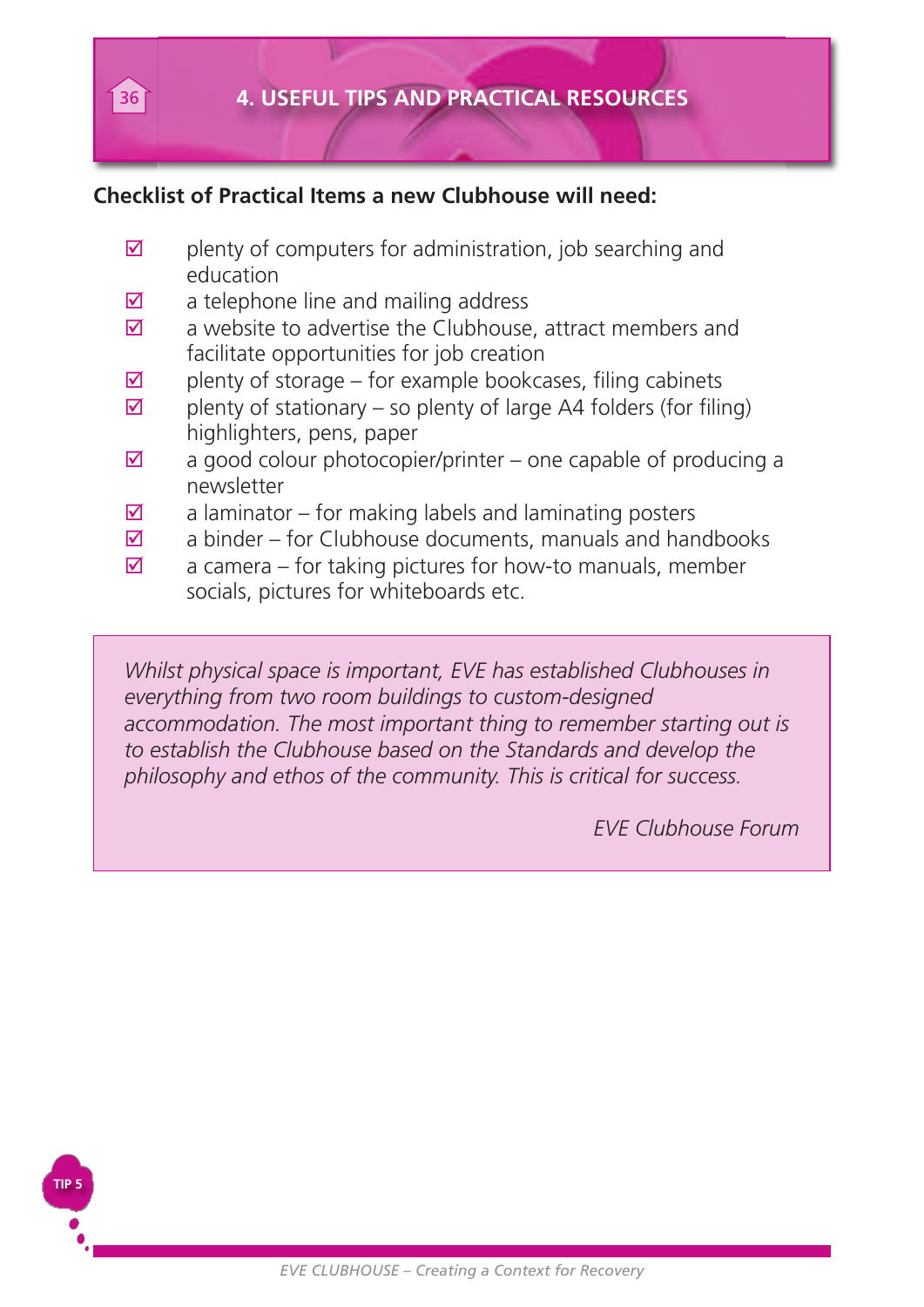# 4. USEFUL TIPS AND PRACTICAL RESOURCES

**Checklist of Practical Items a new Clubhouse will need:**

- ☑ plenty of computers for administration, job searching and education
- ☑ a telephone line and mailing address
- ☑ a website to advertise the Clubhouse, attract members and facilitate opportunities for job creation
- ☑ plenty of storage – for example bookcases, filing cabinets
- ☑ plenty of stationary – so plenty of large A4 folders (for filing) highlighters, pens, paper
- ☑ a good colour photocopier/printer – one capable of producing a newsletter
- ☑ a laminator – for making labels and laminating posters
- ☑ a binder – for Clubhouse documents, manuals and handbooks
- ☑ a camera – for taking pictures for how-to manuals, member socials, pictures for whiteboards etc.

> *Whilst physical space is important, EVE has established Clubhouses in everything from two room buildings to custom-designed accommodation. The most important thing to remember starting out is to establish the Clubhouse based on the Standards and develop the philosophy and ethos of the community. This is critical for success.*
>
> *EVE Clubhouse Forum*

TIP 5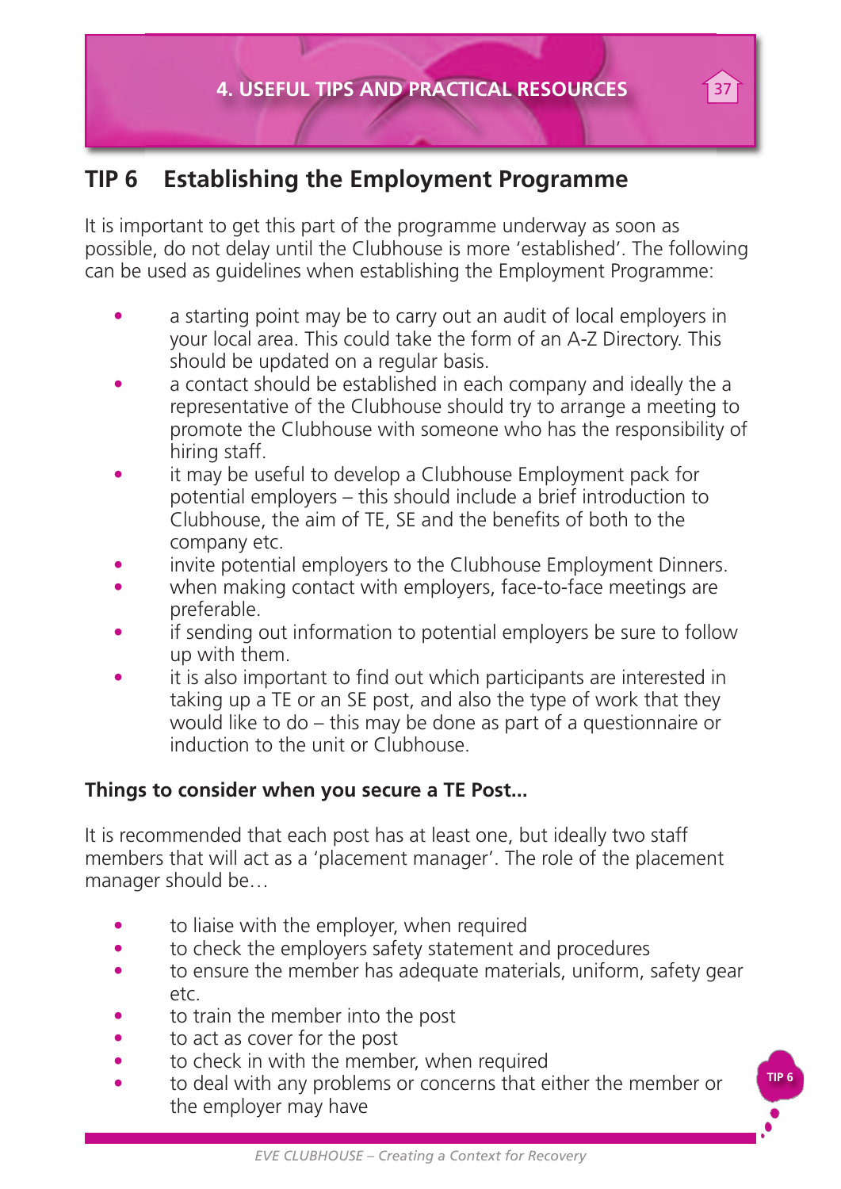## TIP 6 Establishing the Employment Programme

It is important to get this part of the programme underway as soon as possible, do not delay until the Clubhouse is more 'established'. The following can be used as guidelines when establishing the Employment Programme:

- a starting point may be to carry out an audit of local employers in your local area. This could take the form of an A-Z Directory. This should be updated on a regular basis.
- a contact should be established in each company and ideally the a representative of the Clubhouse should try to arrange a meeting to promote the Clubhouse with someone who has the responsibility of hiring staff.
- it may be useful to develop a Clubhouse Employment pack for potential employers – this should include a brief introduction to Clubhouse, the aim of TE, SE and the benefits of both to the company etc.
- invite potential employers to the Clubhouse Employment Dinners.
- when making contact with employers, face-to-face meetings are preferable.
- if sending out information to potential employers be sure to follow up with them.
- it is also important to find out which participants are interested in taking up a TE or an SE post, and also the type of work that they would like to do – this may be done as part of a questionnaire or induction to the unit or Clubhouse.

**Things to consider when you secure a TE Post...**

It is recommended that each post has at least one, but ideally two staff members that will act as a 'placement manager'. The role of the placement manager should be…

- to liaise with the employer, when required
- to check the employers safety statement and procedures
- to ensure the member has adequate materials, uniform, safety gear etc.
- to train the member into the post
- to act as cover for the post
- to check in with the member, when required
- to deal with any problems or concerns that either the member or the employer may have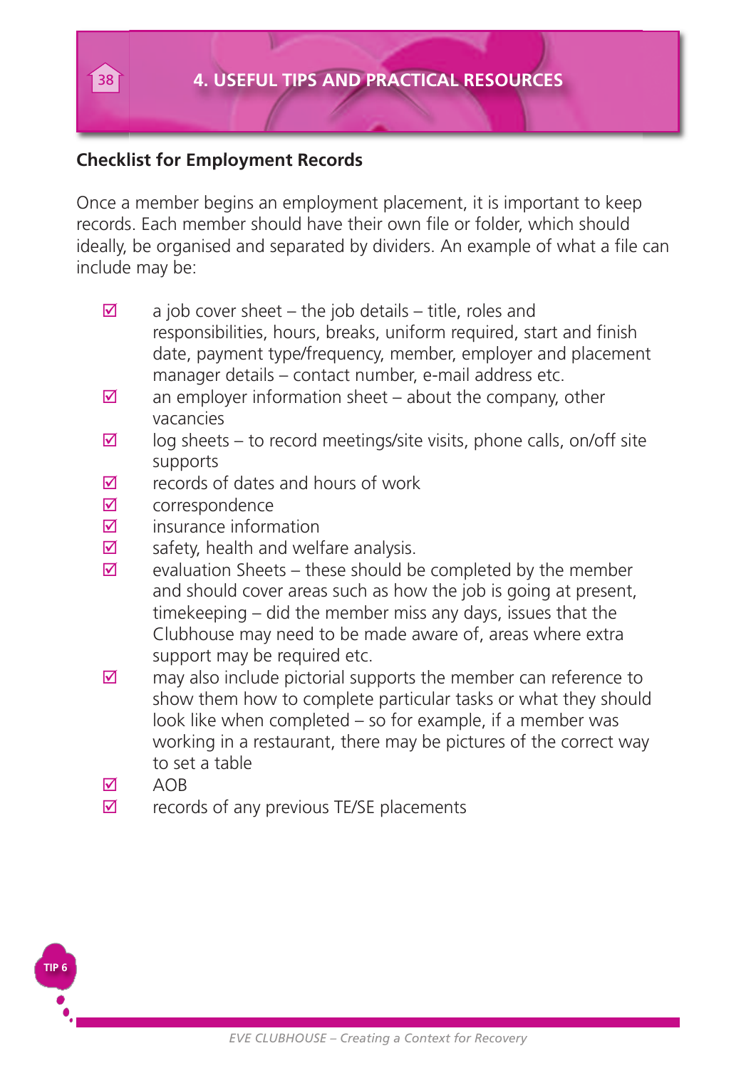## Checklist for Employment Records

Once a member begins an employment placement, it is important to keep records. Each member should have their own file or folder, which should ideally, be organised and separated by dividers. An example of what a file can include may be:

- ☑ a job cover sheet – the job details – title, roles and responsibilities, hours, breaks, uniform required, start and finish date, payment type/frequency, member, employer and placement manager details – contact number, e-mail address etc.
- ☑ an employer information sheet – about the company, other vacancies
- ☑ log sheets – to record meetings/site visits, phone calls, on/off site supports
- ☑ records of dates and hours of work
- ☑ correspondence
- ☑ insurance information
- ☑ safety, health and welfare analysis.
- ☑ evaluation Sheets – these should be completed by the member and should cover areas such as how the job is going at present, timekeeping – did the member miss any days, issues that the Clubhouse may need to be made aware of, areas where extra support may be required etc.
- ☑ may also include pictorial supports the member can reference to show them how to complete particular tasks or what they should look like when completed – so for example, if a member was working in a restaurant, there may be pictures of the correct way to set a table
- ☑ AOB
- ☑ records of any previous TE/SE placements

TIP 6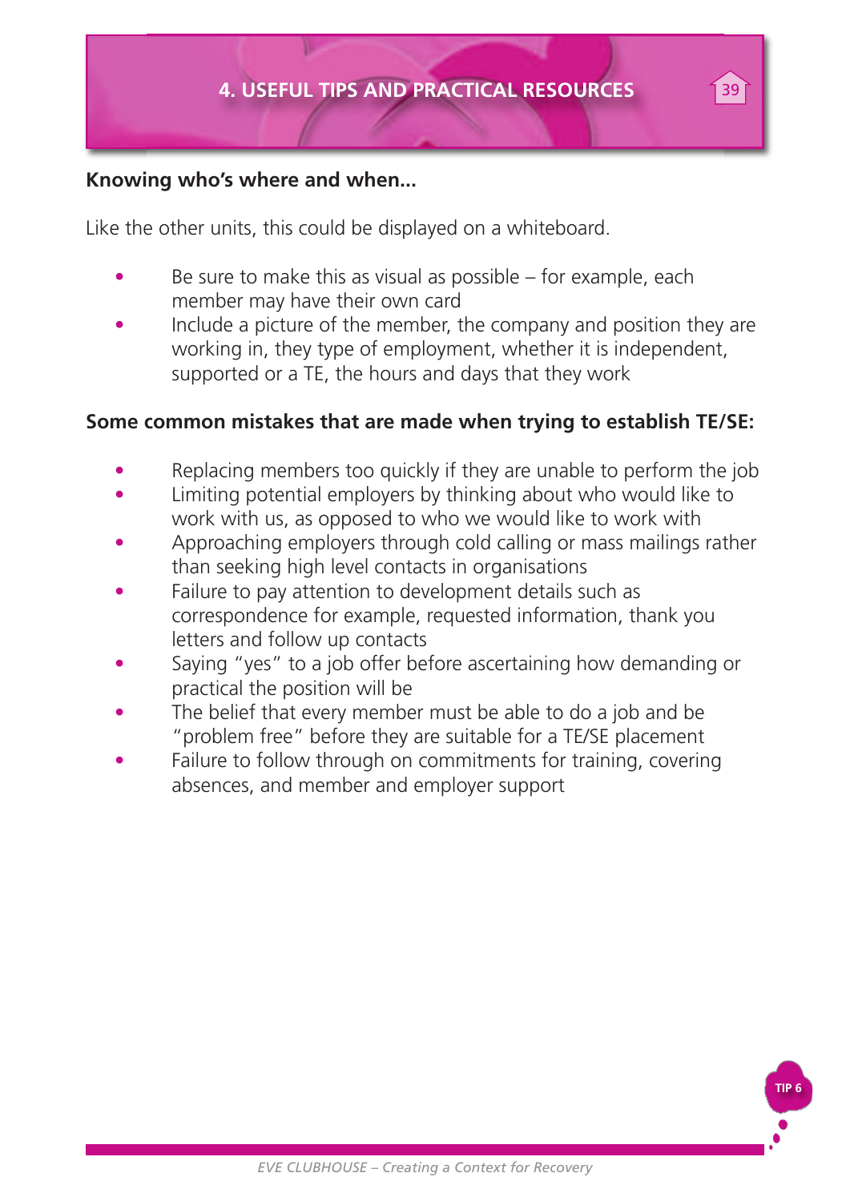**Knowing who's where and when...**

Like the other units, this could be displayed on a whiteboard.

- Be sure to make this as visual as possible – for example, each member may have their own card
- Include a picture of the member, the company and position they are working in, they type of employment, whether it is independent, supported or a TE, the hours and days that they work

**Some common mistakes that are made when trying to establish TE/SE:**

- Replacing members too quickly if they are unable to perform the job
- Limiting potential employers by thinking about who would like to work with us, as opposed to who we would like to work with
- Approaching employers through cold calling or mass mailings rather than seeking high level contacts in organisations
- Failure to pay attention to development details such as correspondence for example, requested information, thank you letters and follow up contacts
- Saying "yes" to a job offer before ascertaining how demanding or practical the position will be
- The belief that every member must be able to do a job and be "problem free" before they are suitable for a TE/SE placement
- Failure to follow through on commitments for training, covering absences, and member and employer support

TIP 6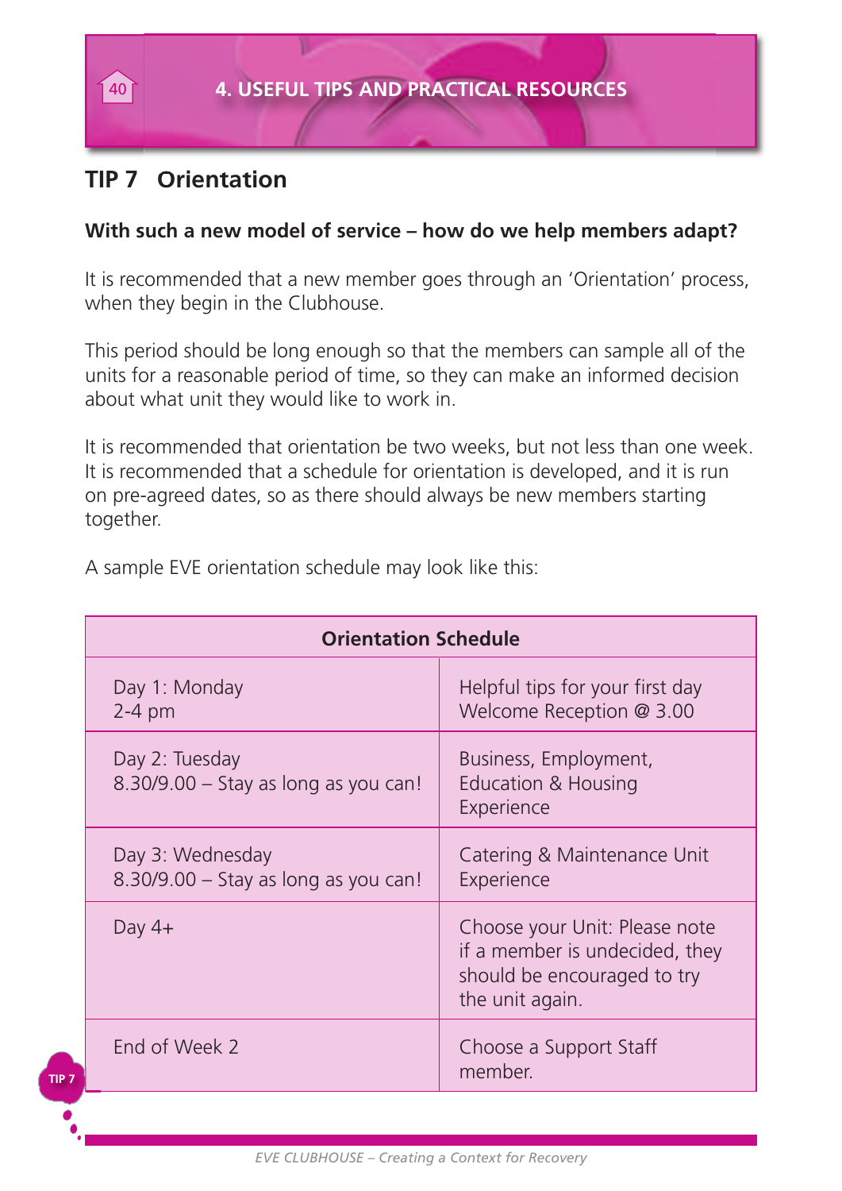## TIP 7 Orientation

**With such a new model of service – how do we help members adapt?**

It is recommended that a new member goes through an 'Orientation' process, when they begin in the Clubhouse.

This period should be long enough so that the members can sample all of the units for a reasonable period of time, so they can make an informed decision about what unit they would like to work in.

It is recommended that orientation be two weeks, but not less than one week. It is recommended that a schedule for orientation is developed, and it is run on pre-agreed dates, so as there should always be new members starting together.

A sample EVE orientation schedule may look like this:

| **Orientation Schedule** | |
|---|---|
| Day 1: Monday<br>2-4 pm | Helpful tips for your first day<br>Welcome Reception @ 3.00 |
| Day 2: Tuesday<br>8.30/9.00 – Stay as long as you can! | Business, Employment, Education & Housing Experience |
| Day 3: Wednesday<br>8.30/9.00 – Stay as long as you can! | Catering & Maintenance Unit Experience |
| Day 4+ | Choose your Unit: Please note if a member is undecided, they should be encouraged to try the unit again. |
| End of Week 2 | Choose a Support Staff member. |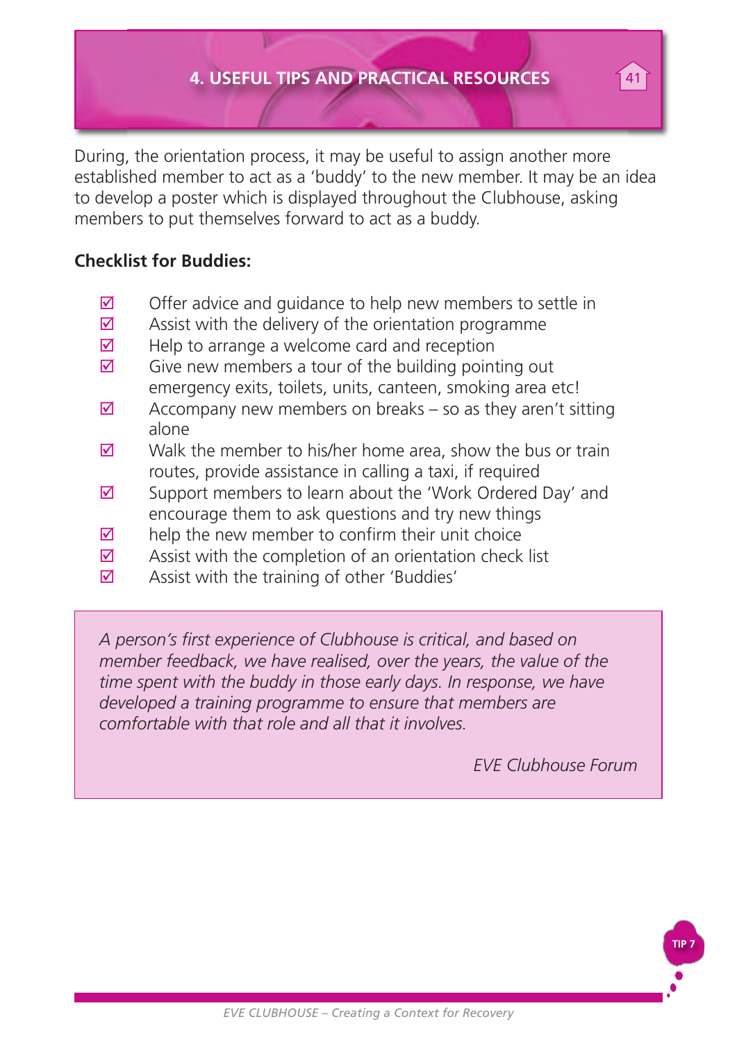During, the orientation process, it may be useful to assign another more established member to act as a 'buddy' to the new member. It may be an idea to develop a poster which is displayed throughout the Clubhouse, asking members to put themselves forward to act as a buddy.

**Checklist for Buddies:**

- ☑ Offer advice and guidance to help new members to settle in
- ☑ Assist with the delivery of the orientation programme
- ☑ Help to arrange a welcome card and reception
- ☑ Give new members a tour of the building pointing out emergency exits, toilets, units, canteen, smoking area etc!
- ☑ Accompany new members on breaks – so as they aren't sitting alone
- ☑ Walk the member to his/her home area, show the bus or train routes, provide assistance in calling a taxi, if required
- ☑ Support members to learn about the 'Work Ordered Day' and encourage them to ask questions and try new things
- ☑ help the new member to confirm their unit choice
- ☑ Assist with the completion of an orientation check list
- ☑ Assist with the training of other 'Buddies'

> *A person's first experience of Clubhouse is critical, and based on member feedback, we have realised, over the years, the value of the time spent with the buddy in those early days. In response, we have developed a training programme to ensure that members are comfortable with that role and all that it involves.*
>
> *EVE Clubhouse Forum*

TIP 7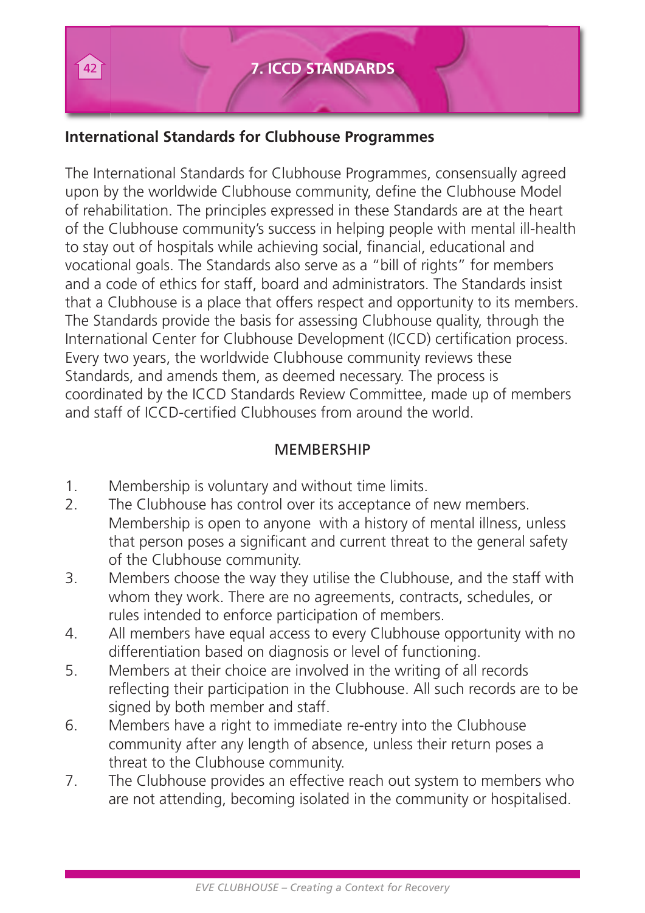# 7. ICCD STANDARDS

## International Standards for Clubhouse Programmes

The International Standards for Clubhouse Programmes, consensually agreed upon by the worldwide Clubhouse community, define the Clubhouse Model of rehabilitation. The principles expressed in these Standards are at the heart of the Clubhouse community's success in helping people with mental ill-health to stay out of hospitals while achieving social, financial, educational and vocational goals. The Standards also serve as a "bill of rights" for members and a code of ethics for staff, board and administrators. The Standards insist that a Clubhouse is a place that offers respect and opportunity to its members. The Standards provide the basis for assessing Clubhouse quality, through the International Center for Clubhouse Development (ICCD) certification process. Every two years, the worldwide Clubhouse community reviews these Standards, and amends them, as deemed necessary. The process is coordinated by the ICCD Standards Review Committee, made up of members and staff of ICCD-certified Clubhouses from around the world.

### MEMBERSHIP

1. Membership is voluntary and without time limits.
2. The Clubhouse has control over its acceptance of new members. Membership is open to anyone with a history of mental illness, unless that person poses a significant and current threat to the general safety of the Clubhouse community.
3. Members choose the way they utilise the Clubhouse, and the staff with whom they work. There are no agreements, contracts, schedules, or rules intended to enforce participation of members.
4. All members have equal access to every Clubhouse opportunity with no differentiation based on diagnosis or level of functioning.
5. Members at their choice are involved in the writing of all records reflecting their participation in the Clubhouse. All such records are to be signed by both member and staff.
6. Members have a right to immediate re-entry into the Clubhouse community after any length of absence, unless their return poses a threat to the Clubhouse community.
7. The Clubhouse provides an effective reach out system to members who are not attending, becoming isolated in the community or hospitalised.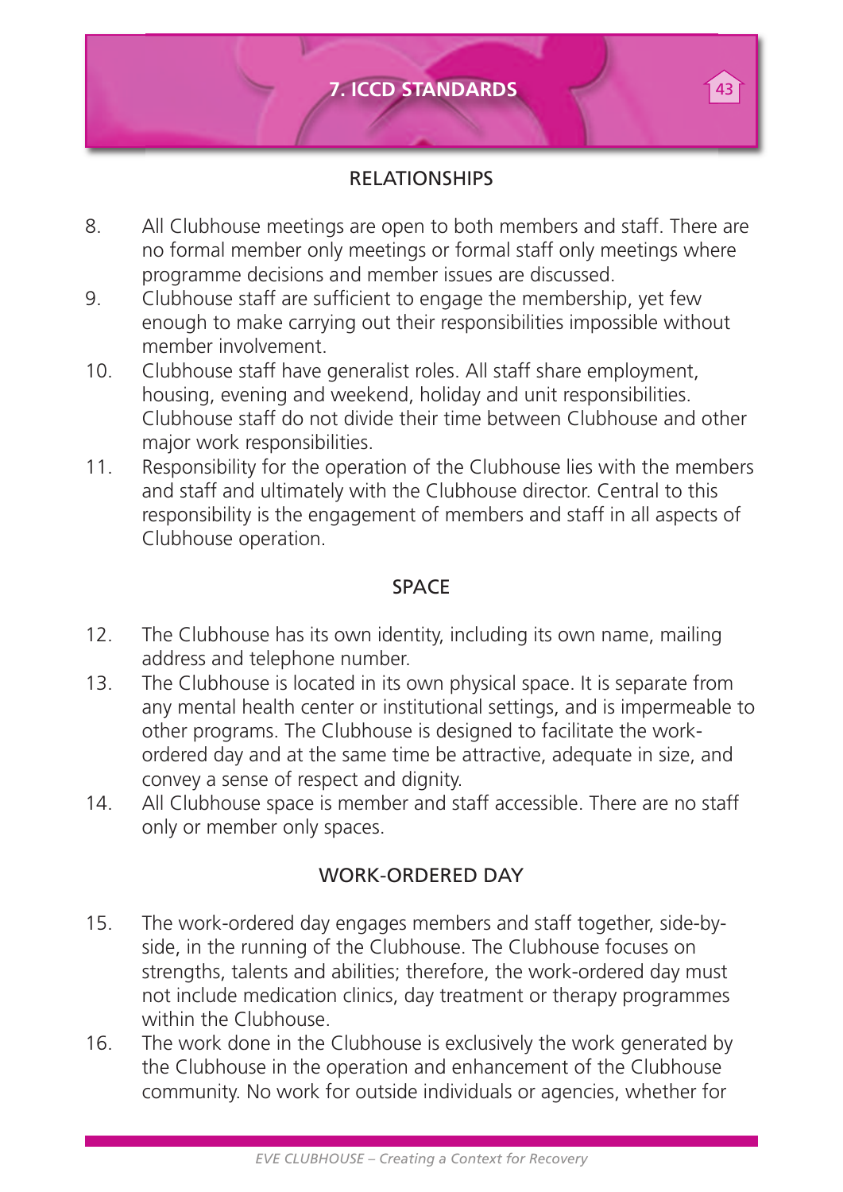## RELATIONSHIPS

8. All Clubhouse meetings are open to both members and staff. There are no formal member only meetings or formal staff only meetings where programme decisions and member issues are discussed.
9. Clubhouse staff are sufficient to engage the membership, yet few enough to make carrying out their responsibilities impossible without member involvement.
10. Clubhouse staff have generalist roles. All staff share employment, housing, evening and weekend, holiday and unit responsibilities. Clubhouse staff do not divide their time between Clubhouse and other major work responsibilities.
11. Responsibility for the operation of the Clubhouse lies with the members and staff and ultimately with the Clubhouse director. Central to this responsibility is the engagement of members and staff in all aspects of Clubhouse operation.

## SPACE

12. The Clubhouse has its own identity, including its own name, mailing address and telephone number.
13. The Clubhouse is located in its own physical space. It is separate from any mental health center or institutional settings, and is impermeable to other programs. The Clubhouse is designed to facilitate the work-ordered day and at the same time be attractive, adequate in size, and convey a sense of respect and dignity.
14. All Clubhouse space is member and staff accessible. There are no staff only or member only spaces.

## WORK-ORDERED DAY

15. The work-ordered day engages members and staff together, side-by-side, in the running of the Clubhouse. The Clubhouse focuses on strengths, talents and abilities; therefore, the work-ordered day must not include medication clinics, day treatment or therapy programmes within the Clubhouse.
16. The work done in the Clubhouse is exclusively the work generated by the Clubhouse in the operation and enhancement of the Clubhouse community. No work for outside individuals or agencies, whether for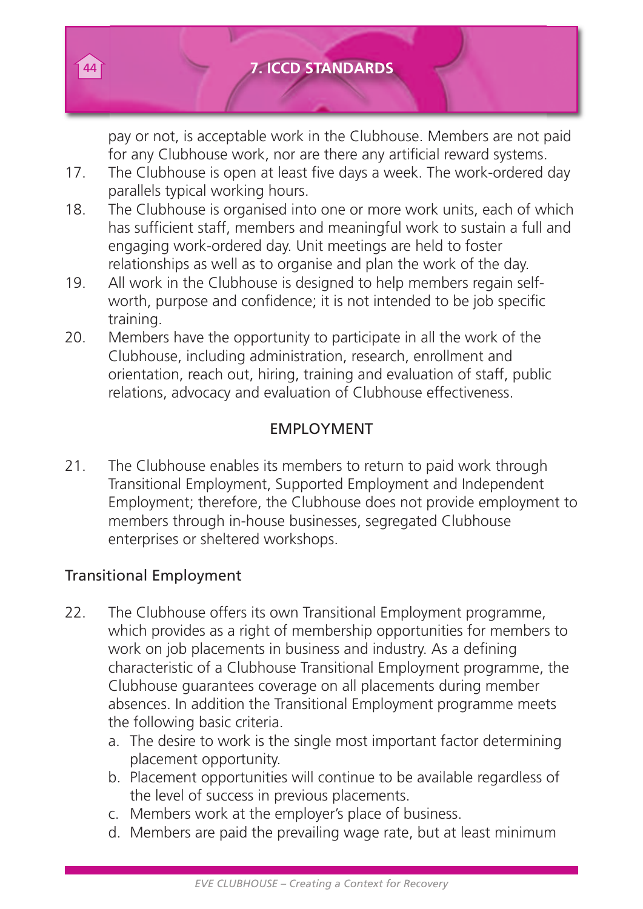pay or not, is acceptable work in the Clubhouse. Members are not paid for any Clubhouse work, nor are there any artificial reward systems.

17. The Clubhouse is open at least five days a week. The work-ordered day parallels typical working hours.
18. The Clubhouse is organised into one or more work units, each of which has sufficient staff, members and meaningful work to sustain a full and engaging work-ordered day. Unit meetings are held to foster relationships as well as to organise and plan the work of the day.
19. All work in the Clubhouse is designed to help members regain self-worth, purpose and confidence; it is not intended to be job specific training.
20. Members have the opportunity to participate in all the work of the Clubhouse, including administration, research, enrollment and orientation, reach out, hiring, training and evaluation of staff, public relations, advocacy and evaluation of Clubhouse effectiveness.

## EMPLOYMENT

21. The Clubhouse enables its members to return to paid work through Transitional Employment, Supported Employment and Independent Employment; therefore, the Clubhouse does not provide employment to members through in-house businesses, segregated Clubhouse enterprises or sheltered workshops.

### Transitional Employment

22. The Clubhouse offers its own Transitional Employment programme, which provides as a right of membership opportunities for members to work on job placements in business and industry. As a defining characteristic of a Clubhouse Transitional Employment programme, the Clubhouse guarantees coverage on all placements during member absences. In addition the Transitional Employment programme meets the following basic criteria.
    a. The desire to work is the single most important factor determining placement opportunity.
    b. Placement opportunities will continue to be available regardless of the level of success in previous placements.
    c. Members work at the employer's place of business.
    d. Members are paid the prevailing wage rate, but at least minimum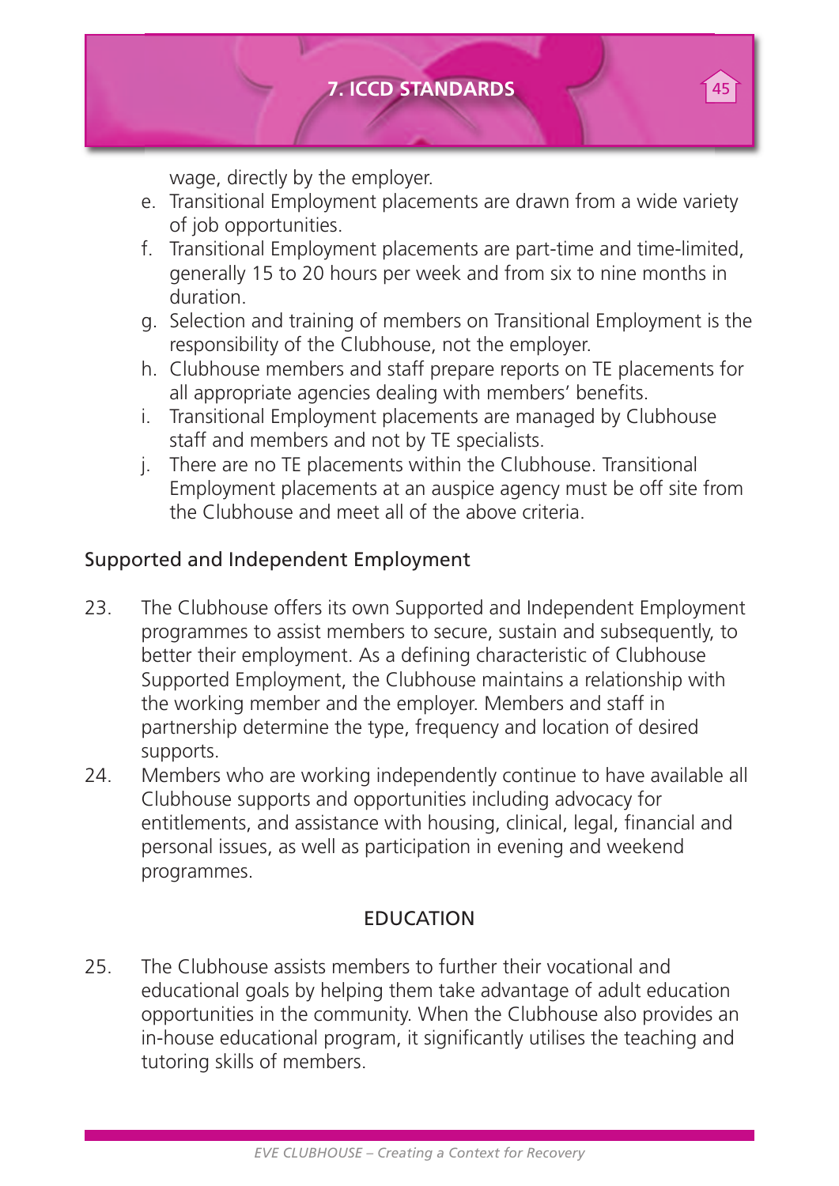wage, directly by the employer.

e. Transitional Employment placements are drawn from a wide variety of job opportunities.
f. Transitional Employment placements are part-time and time-limited, generally 15 to 20 hours per week and from six to nine months in duration.
g. Selection and training of members on Transitional Employment is the responsibility of the Clubhouse, not the employer.
h. Clubhouse members and staff prepare reports on TE placements for all appropriate agencies dealing with members' benefits.
i. Transitional Employment placements are managed by Clubhouse staff and members and not by TE specialists.
j. There are no TE placements within the Clubhouse. Transitional Employment placements at an auspice agency must be off site from the Clubhouse and meet all of the above criteria.

### Supported and Independent Employment

23. The Clubhouse offers its own Supported and Independent Employment programmes to assist members to secure, sustain and subsequently, to better their employment. As a defining characteristic of Clubhouse Supported Employment, the Clubhouse maintains a relationship with the working member and the employer. Members and staff in partnership determine the type, frequency and location of desired supports.
24. Members who are working independently continue to have available all Clubhouse supports and opportunities including advocacy for entitlements, and assistance with housing, clinical, legal, financial and personal issues, as well as participation in evening and weekend programmes.

## EDUCATION

25. The Clubhouse assists members to further their vocational and educational goals by helping them take advantage of adult education opportunities in the community. When the Clubhouse also provides an in-house educational program, it significantly utilises the teaching and tutoring skills of members.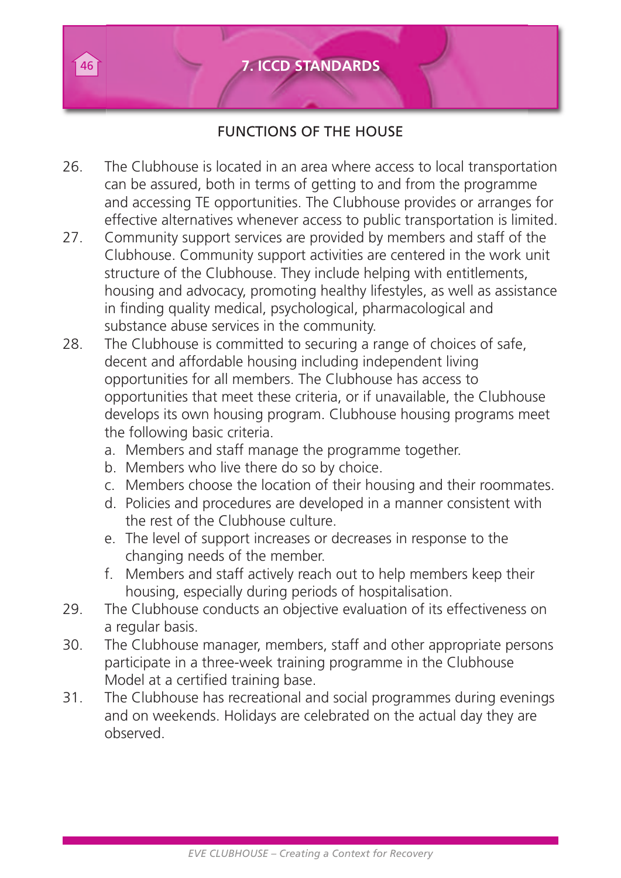# 7. ICCD STANDARDS

## FUNCTIONS OF THE HOUSE

26. The Clubhouse is located in an area where access to local transportation can be assured, both in terms of getting to and from the programme and accessing TE opportunities. The Clubhouse provides or arranges for effective alternatives whenever access to public transportation is limited.
27. Community support services are provided by members and staff of the Clubhouse. Community support activities are centered in the work unit structure of the Clubhouse. They include helping with entitlements, housing and advocacy, promoting healthy lifestyles, as well as assistance in finding quality medical, psychological, pharmacological and substance abuse services in the community.
28. The Clubhouse is committed to securing a range of choices of safe, decent and affordable housing including independent living opportunities for all members. The Clubhouse has access to opportunities that meet these criteria, or if unavailable, the Clubhouse develops its own housing program. Clubhouse housing programs meet the following basic criteria.
    a. Members and staff manage the programme together.
    b. Members who live there do so by choice.
    c. Members choose the location of their housing and their roommates.
    d. Policies and procedures are developed in a manner consistent with the rest of the Clubhouse culture.
    e. The level of support increases or decreases in response to the changing needs of the member.
    f. Members and staff actively reach out to help members keep their housing, especially during periods of hospitalisation.
29. The Clubhouse conducts an objective evaluation of its effectiveness on a regular basis.
30. The Clubhouse manager, members, staff and other appropriate persons participate in a three-week training programme in the Clubhouse Model at a certified training base.
31. The Clubhouse has recreational and social programmes during evenings and on weekends. Holidays are celebrated on the actual day they are observed.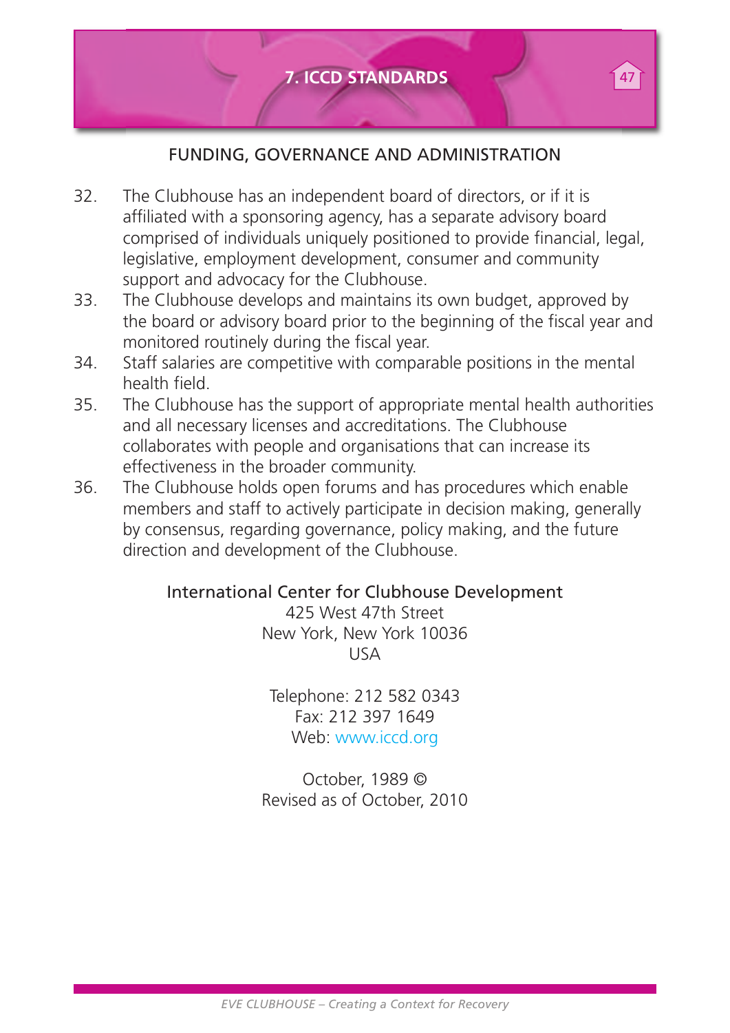## FUNDING, GOVERNANCE AND ADMINISTRATION

32. The Clubhouse has an independent board of directors, or if it is affiliated with a sponsoring agency, has a separate advisory board comprised of individuals uniquely positioned to provide financial, legal, legislative, employment development, consumer and community support and advocacy for the Clubhouse.
33. The Clubhouse develops and maintains its own budget, approved by the board or advisory board prior to the beginning of the fiscal year and monitored routinely during the fiscal year.
34. Staff salaries are competitive with comparable positions in the mental health field.
35. The Clubhouse has the support of appropriate mental health authorities and all necessary licenses and accreditations. The Clubhouse collaborates with people and organisations that can increase its effectiveness in the broader community.
36. The Clubhouse holds open forums and has procedures which enable members and staff to actively participate in decision making, generally by consensus, regarding governance, policy making, and the future direction and development of the Clubhouse.

International Center for Clubhouse Development
425 West 47th Street
New York, New York 10036
USA

Telephone: 212 582 0343
Fax: 212 397 1649
Web: www.iccd.org

October, 1989 ©
Revised as of October, 2010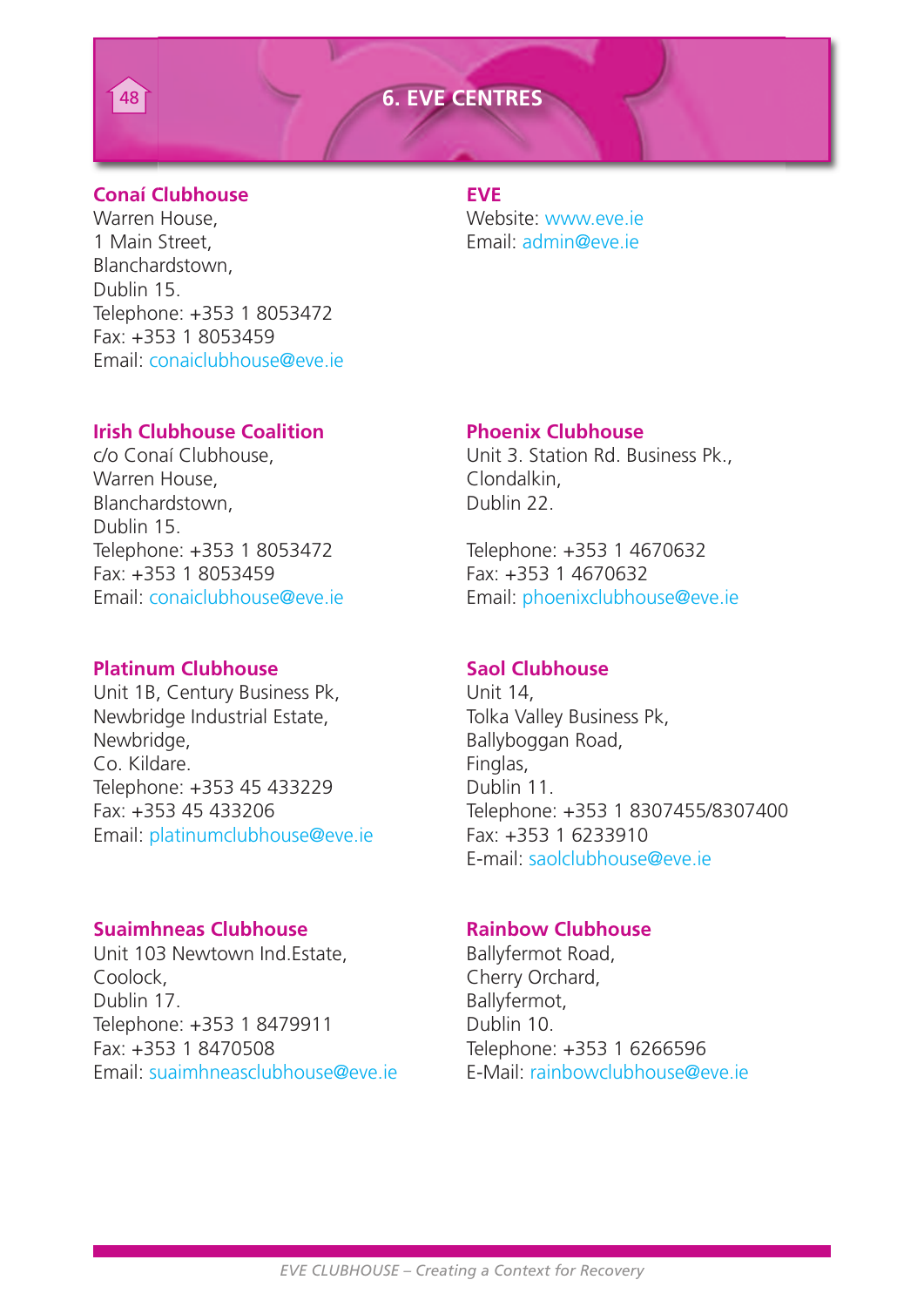# 6. EVE CENTRES

**Conaí Clubhouse**
Warren House,
1 Main Street,
Blanchardstown,
Dublin 15.
Telephone: +353 1 8053472
Fax: +353 1 8053459
Email: conaiclubhouse@eve.ie

**EVE**
Website: www.eve.ie
Email: admin@eve.ie

**Irish Clubhouse Coalition**
c/o Conaí Clubhouse,
Warren House,
Blanchardstown,
Dublin 15.
Telephone: +353 1 8053472
Fax: +353 1 8053459
Email: conaiclubhouse@eve.ie

**Phoenix Clubhouse**
Unit 3. Station Rd. Business Pk.,
Clondalkin,
Dublin 22.

Telephone: +353 1 4670632
Fax: +353 1 4670632
Email: phoenixclubhouse@eve.ie

**Platinum Clubhouse**
Unit 1B, Century Business Pk,
Newbridge Industrial Estate,
Newbridge,
Co. Kildare.
Telephone: +353 45 433229
Fax: +353 45 433206
Email: platinumclubhouse@eve.ie

**Saol Clubhouse**
Unit 14,
Tolka Valley Business Pk,
Ballyboggan Road,
Finglas,
Dublin 11.
Telephone: +353 1 8307455/8307400
Fax: +353 1 6233910
E-mail: saolclubhouse@eve.ie

**Suaimhneas Clubhouse**
Unit 103 Newtown Ind.Estate,
Coolock,
Dublin 17.
Telephone: +353 1 8479911
Fax: +353 1 8470508
Email: suaimhneasclubhouse@eve.ie

**Rainbow Clubhouse**
Ballyfermot Road,
Cherry Orchard,
Ballyfermot,
Dublin 10.
Telephone: +353 1 6266596
E-Mail: rainbowclubhouse@eve.ie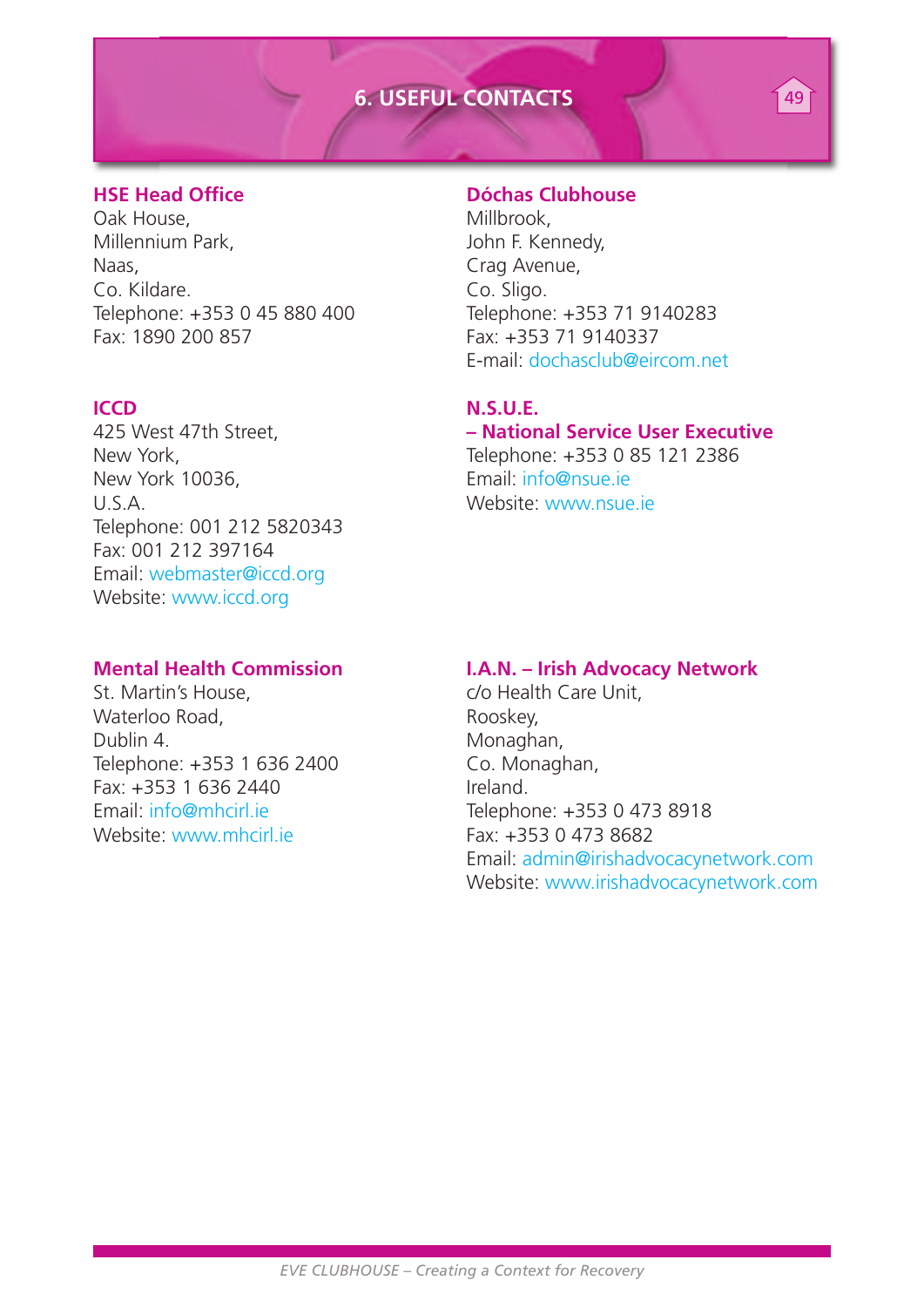# 6. USEFUL CONTACTS

### HSE Head Office

Oak House,
Millennium Park,
Naas,
Co. Kildare.
Telephone: +353 0 45 880 400
Fax: 1890 200 857

### ICCD

425 West 47th Street,
New York,
New York 10036,
U.S.A.
Telephone: 001 212 5820343
Fax: 001 212 397164
Email: webmaster@iccd.org
Website: www.iccd.org

### Mental Health Commission

St. Martin's House,
Waterloo Road,
Dublin 4.
Telephone: +353 1 636 2400
Fax: +353 1 636 2440
Email: info@mhcirl.ie
Website: www.mhcirl.ie

### Dóchas Clubhouse

Millbrook,
John F. Kennedy,
Crag Avenue,
Co. Sligo.
Telephone: +353 71 9140283
Fax: +353 71 9140337
E-mail: dochasclub@eircom.net

### N.S.U.E. – National Service User Executive

Telephone: +353 0 85 121 2386
Email: info@nsue.ie
Website: www.nsue.ie

### I.A.N. – Irish Advocacy Network

c/o Health Care Unit,
Rooskey,
Monaghan,
Co. Monaghan,
Ireland.
Telephone: +353 0 473 8918
Fax: +353 0 473 8682
Email: admin@irishadvocacynetwork.com
Website: www.irishadvocacynetwork.com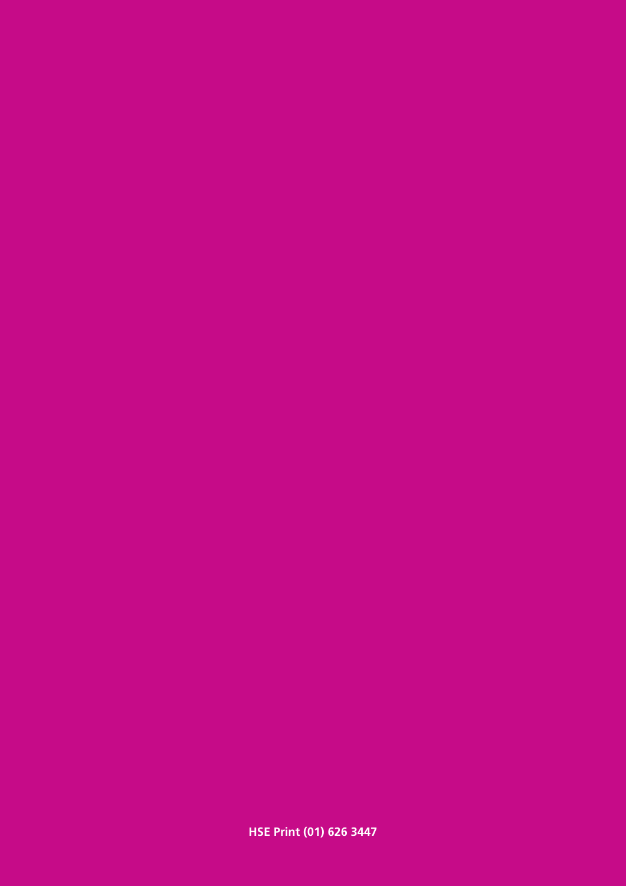**HSE Print (01) 626 3447**